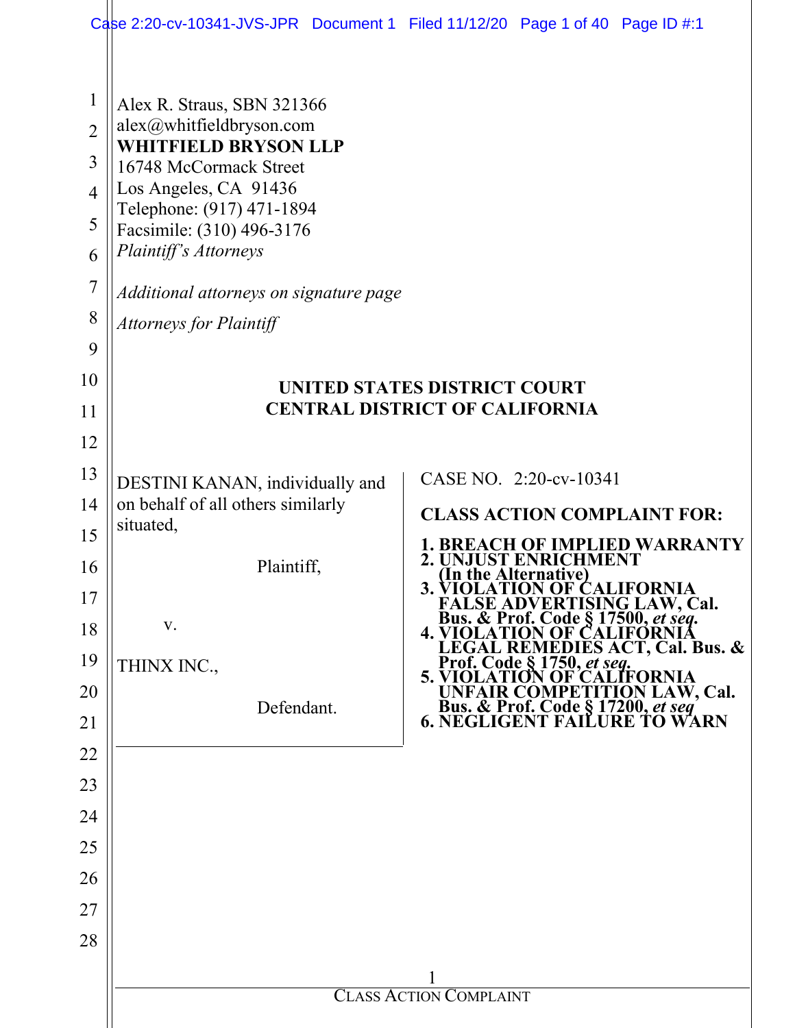Alex R. Straus, SBN 321366
alex@whitfieldbryson.com
**WHITFIELD BRYSON LLP**
16748 McCormack Street
Los Angeles, CA 91436
Telephone: (917) 471-1894
Facsimile: (310) 496-3176
*Plaintiff's Attorneys*

*Additional attorneys on signature page*

*Attorneys for Plaintiff*

**UNITED STATES DISTRICT COURT**
**CENTRAL DISTRICT OF CALIFORNIA**

DESTINI KANAN, individually and on behalf of all others similarly situated,

Plaintiff,

v.

THINX INC.,

Defendant.

CASE NO. 2:20-cv-10341

**CLASS ACTION COMPLAINT FOR:**

1. **BREACH OF IMPLIED WARRANTY**
2. **UNJUST ENRICHMENT (In the Alternative)**
3. **VIOLATION OF CALIFORNIA FALSE ADVERTISING LAW, Cal. Bus. & Prof. Code § 17500, *et seq.***
4. **VIOLATION OF CALIFORNIA LEGAL REMEDIES ACT, Cal. Bus. & Prof. Code § 1750, *et seq.***
5. **VIOLATION OF CALIFORNIA UNFAIR COMPETITION LAW, Cal. Bus. & Prof. Code § 17200, *et seq***
6. **NEGLIGENT FAILURE TO WARN**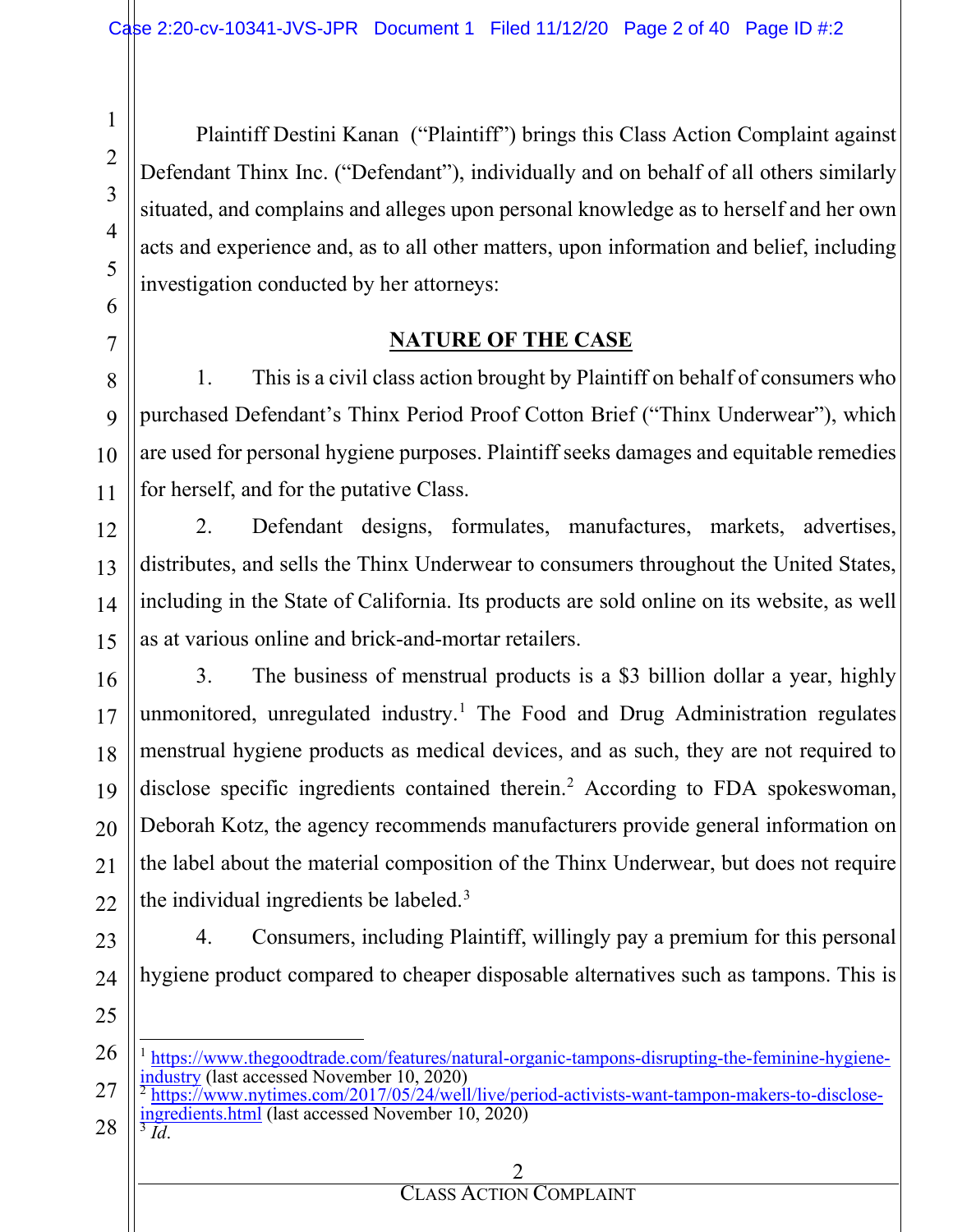Plaintiff Destini Kanan ("Plaintiff") brings this Class Action Complaint against Defendant Thinx Inc. ("Defendant"), individually and on behalf of all others similarly situated, and complains and alleges upon personal knowledge as to herself and her own acts and experience and, as to all other matters, upon information and belief, including investigation conducted by her attorneys:

## NATURE OF THE CASE

1. This is a civil class action brought by Plaintiff on behalf of consumers who purchased Defendant's Thinx Period Proof Cotton Brief ("Thinx Underwear"), which are used for personal hygiene purposes. Plaintiff seeks damages and equitable remedies for herself, and for the putative Class.

2. Defendant designs, formulates, manufactures, markets, advertises, distributes, and sells the Thinx Underwear to consumers throughout the United States, including in the State of California. Its products are sold online on its website, as well as at various online and brick-and-mortar retailers.

3. The business of menstrual products is a $3 billion dollar a year, highly unmonitored, unregulated industry.[1] The Food and Drug Administration regulates menstrual hygiene products as medical devices, and as such, they are not required to disclose specific ingredients contained therein.[2] According to FDA spokeswoman, Deborah Kotz, the agency recommends manufacturers provide general information on the label about the material composition of the Thinx Underwear, but does not require the individual ingredients be labeled.[3]

4. Consumers, including Plaintiff, willingly pay a premium for this personal hygiene product compared to cheaper disposable alternatives such as tampons. This is

---

[1] https://www.thegoodtrade.com/features/natural-organic-tampons-disrupting-the-feminine-hygiene-industry (last accessed November 10, 2020)

[2] https://www.nytimes.com/2017/05/24/well/live/period-activists-want-tampon-makers-to-disclose-ingredients.html (last accessed November 10, 2020)

[3] *Id.*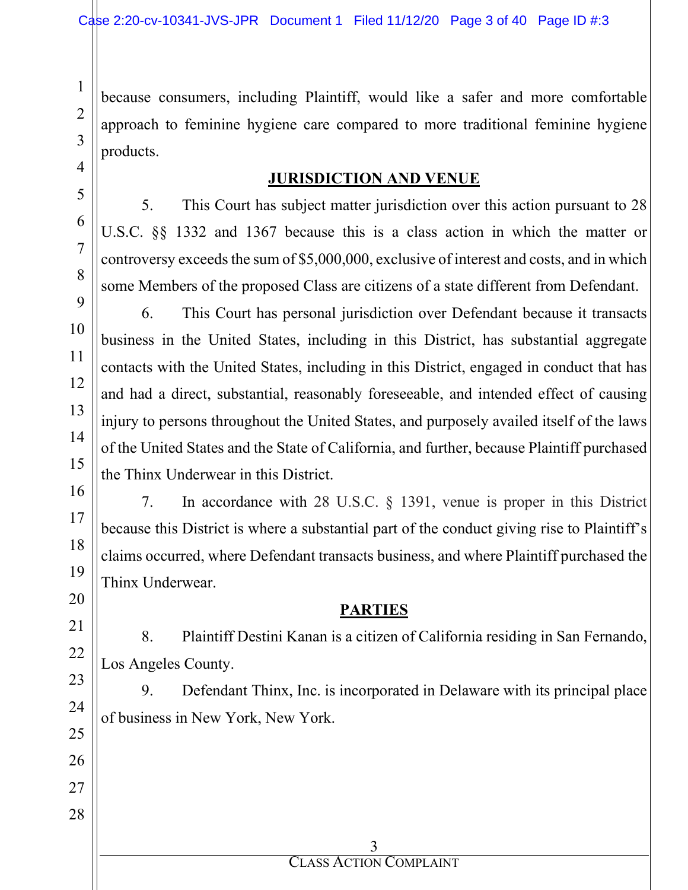because consumers, including Plaintiff, would like a safer and more comfortable approach to feminine hygiene care compared to more traditional feminine hygiene products.

## JURISDICTION AND VENUE

5. This Court has subject matter jurisdiction over this action pursuant to 28 U.S.C. §§ 1332 and 1367 because this is a class action in which the matter or controversy exceeds the sum of $5,000,000, exclusive of interest and costs, and in which some Members of the proposed Class are citizens of a state different from Defendant.

6. This Court has personal jurisdiction over Defendant because it transacts business in the United States, including in this District, has substantial aggregate contacts with the United States, including in this District, engaged in conduct that has and had a direct, substantial, reasonably foreseeable, and intended effect of causing injury to persons throughout the United States, and purposely availed itself of the laws of the United States and the State of California, and further, because Plaintiff purchased the Thinx Underwear in this District.

7. In accordance with 28 U.S.C. § 1391, venue is proper in this District because this District is where a substantial part of the conduct giving rise to Plaintiff's claims occurred, where Defendant transacts business, and where Plaintiff purchased the Thinx Underwear.

## PARTIES

8. Plaintiff Destini Kanan is a citizen of California residing in San Fernando, Los Angeles County.

9. Defendant Thinx, Inc. is incorporated in Delaware with its principal place of business in New York, New York.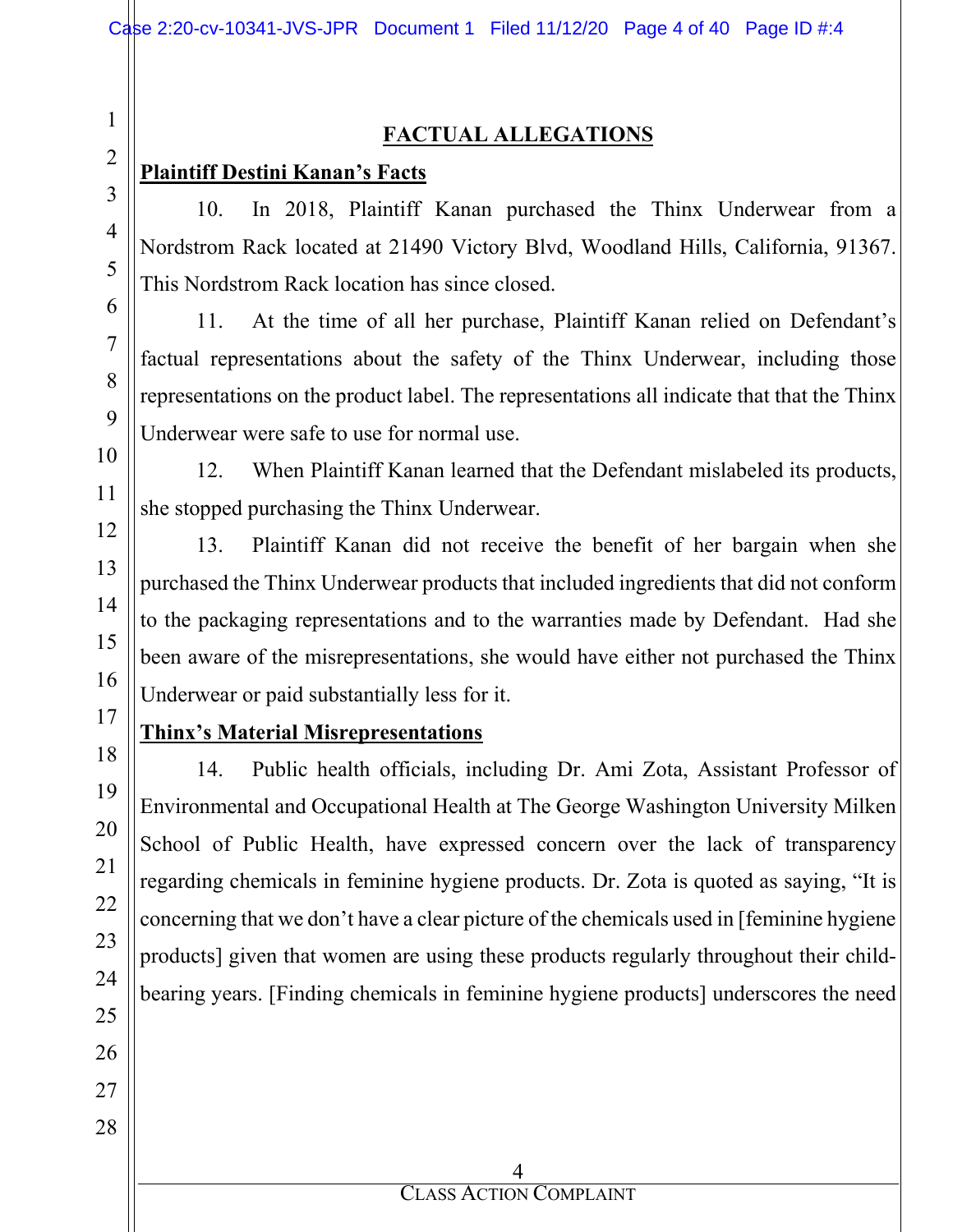## FACTUAL ALLEGATIONS

**Plaintiff Destini Kanan's Facts**

10. In 2018, Plaintiff Kanan purchased the Thinx Underwear from a Nordstrom Rack located at 21490 Victory Blvd, Woodland Hills, California, 91367. This Nordstrom Rack location has since closed.

11. At the time of all her purchase, Plaintiff Kanan relied on Defendant's factual representations about the safety of the Thinx Underwear, including those representations on the product label. The representations all indicate that that the Thinx Underwear were safe to use for normal use.

12. When Plaintiff Kanan learned that the Defendant mislabeled its products, she stopped purchasing the Thinx Underwear.

13. Plaintiff Kanan did not receive the benefit of her bargain when she purchased the Thinx Underwear products that included ingredients that did not conform to the packaging representations and to the warranties made by Defendant. Had she been aware of the misrepresentations, she would have either not purchased the Thinx Underwear or paid substantially less for it.

**Thinx's Material Misrepresentations**

14. Public health officials, including Dr. Ami Zota, Assistant Professor of Environmental and Occupational Health at The George Washington University Milken School of Public Health, have expressed concern over the lack of transparency regarding chemicals in feminine hygiene products. Dr. Zota is quoted as saying, "It is concerning that we don't have a clear picture of the chemicals used in [feminine hygiene products] given that women are using these products regularly throughout their child-bearing years. [Finding chemicals in feminine hygiene products] underscores the need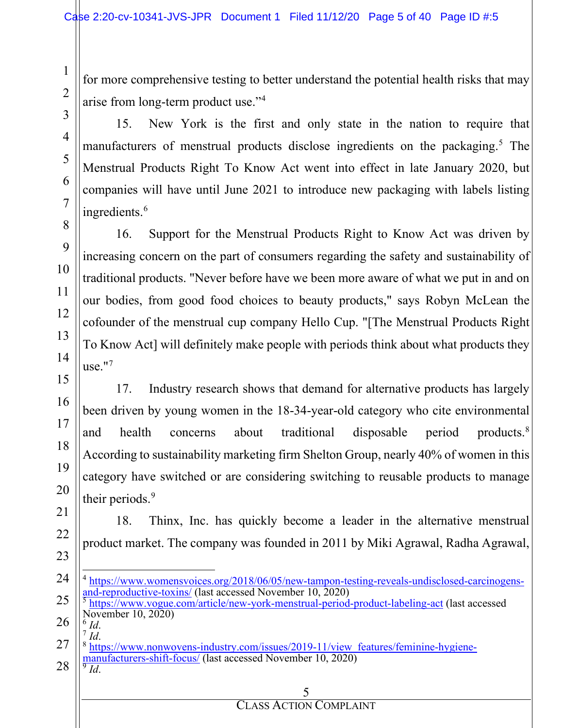for more comprehensive testing to better understand the potential health risks that may arise from long-term product use."[4]

15. New York is the first and only state in the nation to require that manufacturers of menstrual products disclose ingredients on the packaging.[5] The Menstrual Products Right To Know Act went into effect in late January 2020, but companies will have until June 2021 to introduce new packaging with labels listing ingredients.[6]

16. Support for the Menstrual Products Right to Know Act was driven by increasing concern on the part of consumers regarding the safety and sustainability of traditional products. "Never before have we been more aware of what we put in and on our bodies, from good food choices to beauty products," says Robyn McLean the cofounder of the menstrual cup company Hello Cup. "[The Menstrual Products Right To Know Act] will definitely make people with periods think about what products they use."[7]

17. Industry research shows that demand for alternative products has largely been driven by young women in the 18-34-year-old category who cite environmental and health concerns about traditional disposable period products.[8] According to sustainability marketing firm Shelton Group, nearly 40% of women in this category have switched or are considering switching to reusable products to manage their periods.[9]

18. Thinx, Inc. has quickly become a leader in the alternative menstrual product market. The company was founded in 2011 by Miki Agrawal, Radha Agrawal,

---

[4] https://www.womensvoices.org/2018/06/05/new-tampon-testing-reveals-undisclosed-carcinogens-and-reproductive-toxins/ (last accessed November 10, 2020)

[5] https://www.vogue.com/article/new-york-menstrual-period-product-labeling-act (last accessed November 10, 2020)

[6] *Id.*

[7] *Id.*

[8] https://www.nonwovens-industry.com/issues/2019-11/view_features/feminine-hygiene-manufacturers-shift-focus/ (last accessed November 10, 2020)

[9] *Id.*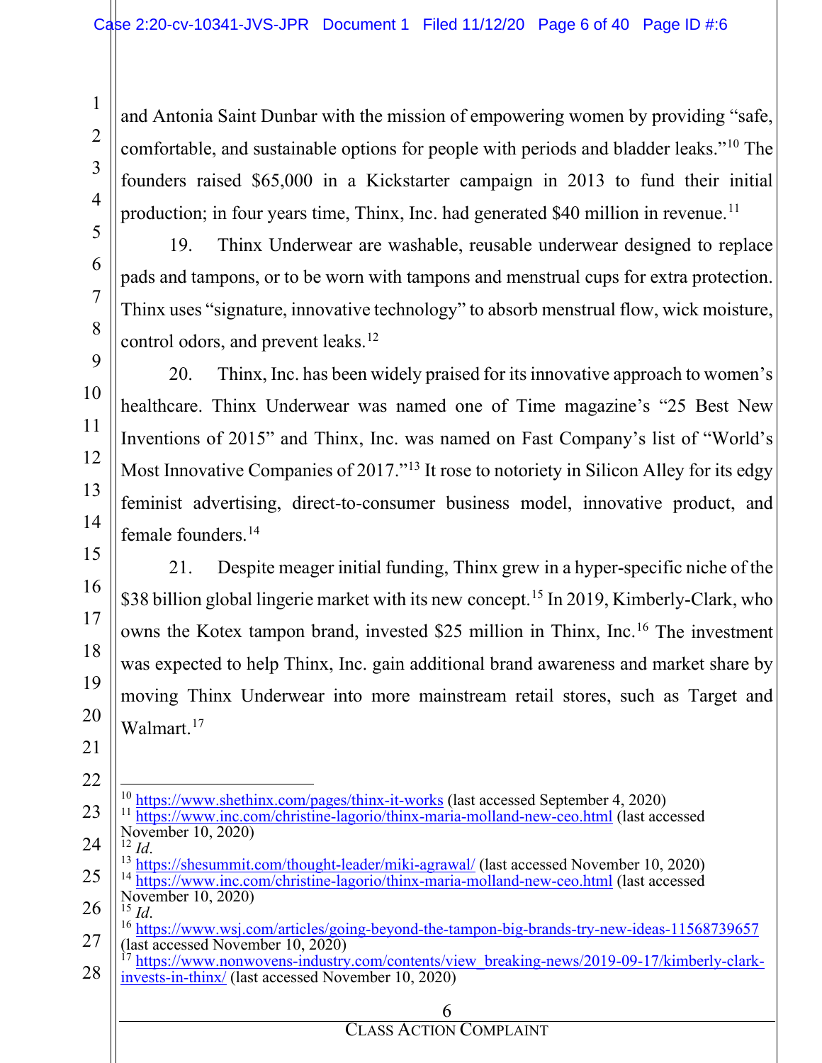and Antonia Saint Dunbar with the mission of empowering women by providing "safe, comfortable, and sustainable options for people with periods and bladder leaks."[10] The founders raised $65,000 in a Kickstarter campaign in 2013 to fund their initial production; in four years time, Thinx, Inc. had generated $40 million in revenue.[11]

19. Thinx Underwear are washable, reusable underwear designed to replace pads and tampons, or to be worn with tampons and menstrual cups for extra protection. Thinx uses "signature, innovative technology" to absorb menstrual flow, wick moisture, control odors, and prevent leaks.[12]

20. Thinx, Inc. has been widely praised for its innovative approach to women's healthcare. Thinx Underwear was named one of Time magazine's "25 Best New Inventions of 2015" and Thinx, Inc. was named on Fast Company's list of "World's Most Innovative Companies of 2017."[13] It rose to notoriety in Silicon Alley for its edgy feminist advertising, direct-to-consumer business model, innovative product, and female founders.[14]

21. Despite meager initial funding, Thinx grew in a hyper-specific niche of the $38 billion global lingerie market with its new concept.[15] In 2019, Kimberly-Clark, who owns the Kotex tampon brand, invested $25 million in Thinx, Inc.[16] The investment was expected to help Thinx, Inc. gain additional brand awareness and market share by moving Thinx Underwear into more mainstream retail stores, such as Target and Walmart.[17]

---

[10] https://www.shethinx.com/pages/thinx-it-works (last accessed September 4, 2020)

[11] https://www.inc.com/christine-lagorio/thinx-maria-molland-new-ceo.html (last accessed November 10, 2020)

[12] *Id.*

[13] https://shesummit.com/thought-leader/miki-agrawal/ (last accessed November 10, 2020)

[14] https://www.inc.com/christine-lagorio/thinx-maria-molland-new-ceo.html (last accessed November 10, 2020)

[15] *Id.*

[16] https://www.wsj.com/articles/going-beyond-the-tampon-big-brands-try-new-ideas-11568739657 (last accessed November 10, 2020)

[17] https://www.nonwovens-industry.com/contents/view_breaking-news/2019-09-17/kimberly-clark-invests-in-thinx/ (last accessed November 10, 2020)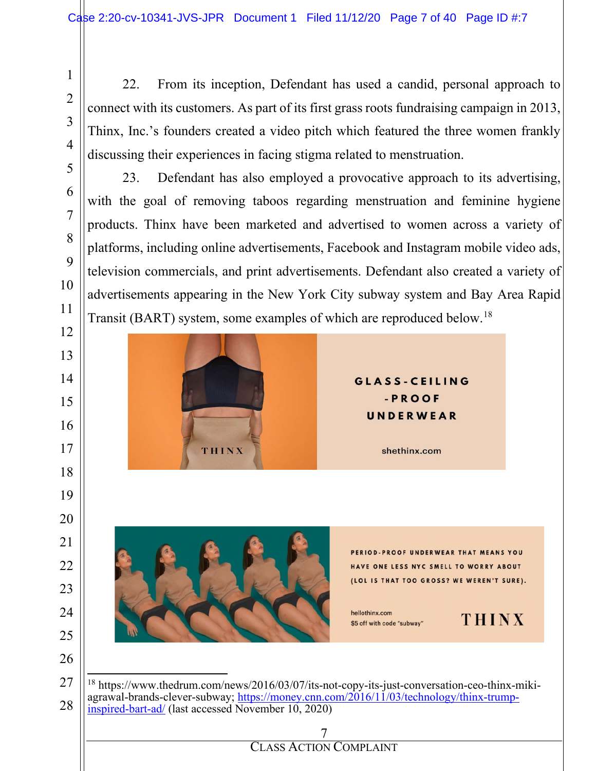22. From its inception, Defendant has used a candid, personal approach to connect with its customers. As part of its first grass roots fundraising campaign in 2013, Thinx, Inc.'s founders created a video pitch which featured the three women frankly discussing their experiences in facing stigma related to menstruation.

23. Defendant has also employed a provocative approach to its advertising, with the goal of removing taboos regarding menstruation and feminine hygiene products. Thinx have been marketed and advertised to women across a variety of platforms, including online advertisements, Facebook and Instagram mobile video ads, television commercials, and print advertisements. Defendant also created a variety of advertisements appearing in the New York City subway system and Bay Area Rapid Transit (BART) system, some examples of which are reproduced below.[18]

---

[18] https://www.thedrum.com/news/2016/03/07/its-not-copy-its-just-conversation-ceo-thinx-miki-agrawal-brands-clever-subway; https://money.cnn.com/2016/11/03/technology/thinx-trump-inspired-bart-ad/ (last accessed November 10, 2020)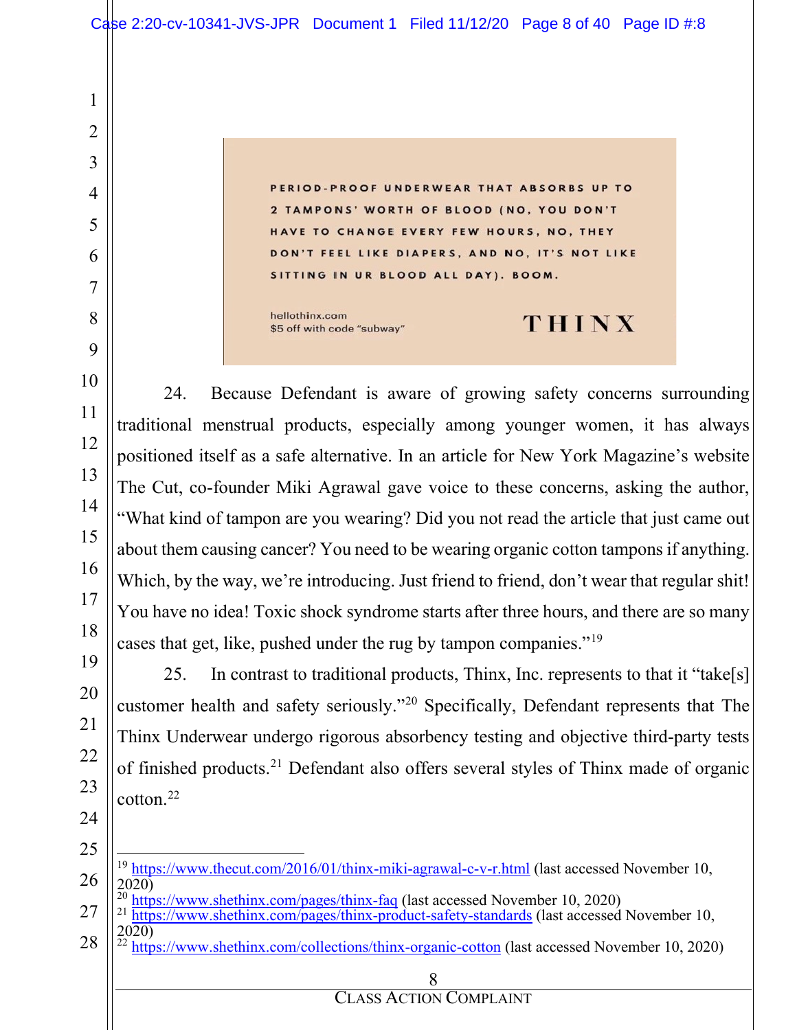PERIOD-PROOF UNDERWEAR THAT ABSORBS UP TO 2 TAMPONS' WORTH OF BLOOD (NO, YOU DON'T HAVE TO CHANGE EVERY FEW HOURS, NO, THEY DON'T FEEL LIKE DIAPERS, AND NO, IT'S NOT LIKE SITTING IN UR BLOOD ALL DAY). BOOM.

hellothinx.com
$5 off with code "subway"

THINX

24. Because Defendant is aware of growing safety concerns surrounding traditional menstrual products, especially among younger women, it has always positioned itself as a safe alternative. In an article for New York Magazine's website The Cut, co-founder Miki Agrawal gave voice to these concerns, asking the author, "What kind of tampon are you wearing? Did you not read the article that just came out about them causing cancer? You need to be wearing organic cotton tampons if anything. Which, by the way, we're introducing. Just friend to friend, don't wear that regular shit! You have no idea! Toxic shock syndrome starts after three hours, and there are so many cases that get, like, pushed under the rug by tampon companies."[19]

25. In contrast to traditional products, Thinx, Inc. represents to that it "take[s] customer health and safety seriously."[20] Specifically, Defendant represents that The Thinx Underwear undergo rigorous absorbency testing and objective third-party tests of finished products.[21] Defendant also offers several styles of Thinx made of organic cotton.[22]

---

[19] https://www.thecut.com/2016/01/thinx-miki-agrawal-c-v-r.html (last accessed November 10, 2020)
[20] https://www.shethinx.com/pages/thinx-faq (last accessed November 10, 2020)
[21] https://www.shethinx.com/pages/thinx-product-safety-standards (last accessed November 10, 2020)
[22] https://www.shethinx.com/collections/thinx-organic-cotton (last accessed November 10, 2020)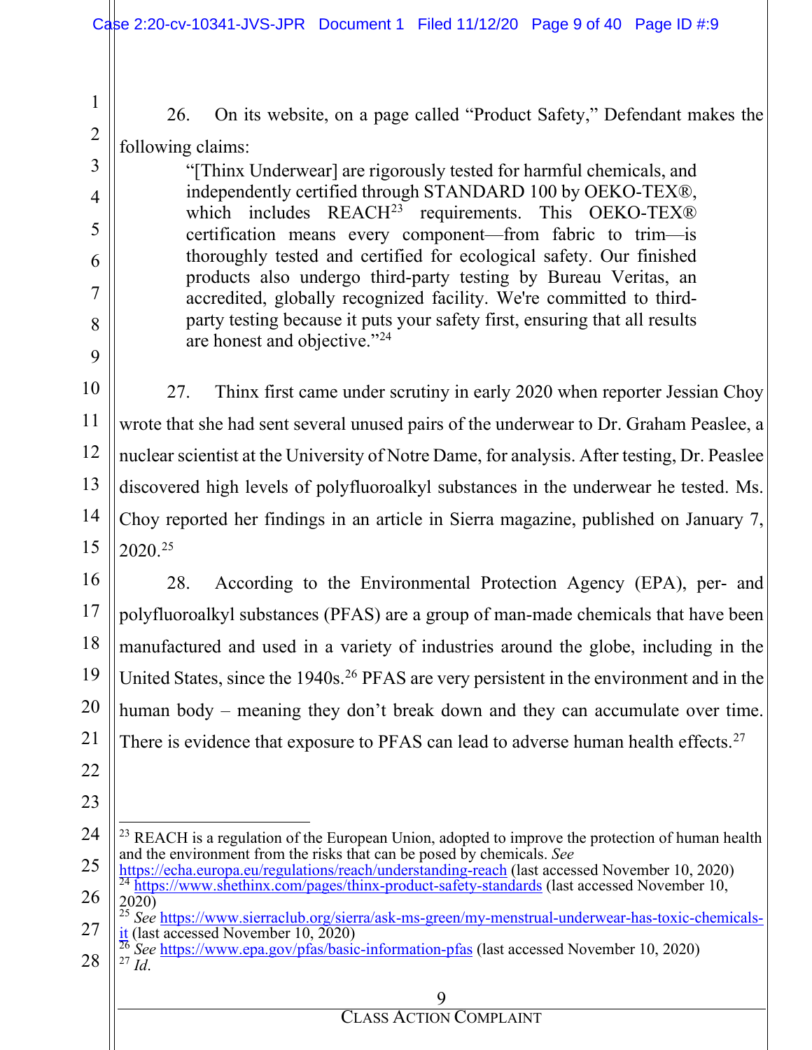26. On its website, on a page called "Product Safety," Defendant makes the following claims:

> "[Thinx Underwear] are rigorously tested for harmful chemicals, and independently certified through STANDARD 100 by OEKO-TEX®, which includes REACH[23] requirements. This OEKO-TEX® certification means every component—from fabric to trim—is thoroughly tested and certified for ecological safety. Our finished products also undergo third-party testing by Bureau Veritas, an accredited, globally recognized facility. We're committed to third-party testing because it puts your safety first, ensuring that all results are honest and objective."[24]

27. Thinx first came under scrutiny in early 2020 when reporter Jessian Choy wrote that she had sent several unused pairs of the underwear to Dr. Graham Peaslee, a nuclear scientist at the University of Notre Dame, for analysis. After testing, Dr. Peaslee discovered high levels of polyfluoroalkyl substances in the underwear he tested. Ms. Choy reported her findings in an article in Sierra magazine, published on January 7, 2020.[25]

28. According to the Environmental Protection Agency (EPA), per- and polyfluoroalkyl substances (PFAS) are a group of man-made chemicals that have been manufactured and used in a variety of industries around the globe, including in the United States, since the 1940s.[26] PFAS are very persistent in the environment and in the human body – meaning they don't break down and they can accumulate over time. There is evidence that exposure to PFAS can lead to adverse human health effects.[27]

---

[23] REACH is a regulation of the European Union, adopted to improve the protection of human health and the environment from the risks that can be posed by chemicals. *See* https://echa.europa.eu/regulations/reach/understanding-reach (last accessed November 10, 2020)

[24] https://www.shethinx.com/pages/thinx-product-safety-standards (last accessed November 10, 2020)

[25] *See* https://www.sierraclub.org/sierra/ask-ms-green/my-menstrual-underwear-has-toxic-chemicals-it (last accessed November 10, 2020)

[26] *See* https://www.epa.gov/pfas/basic-information-pfas (last accessed November 10, 2020)

[27] *Id.*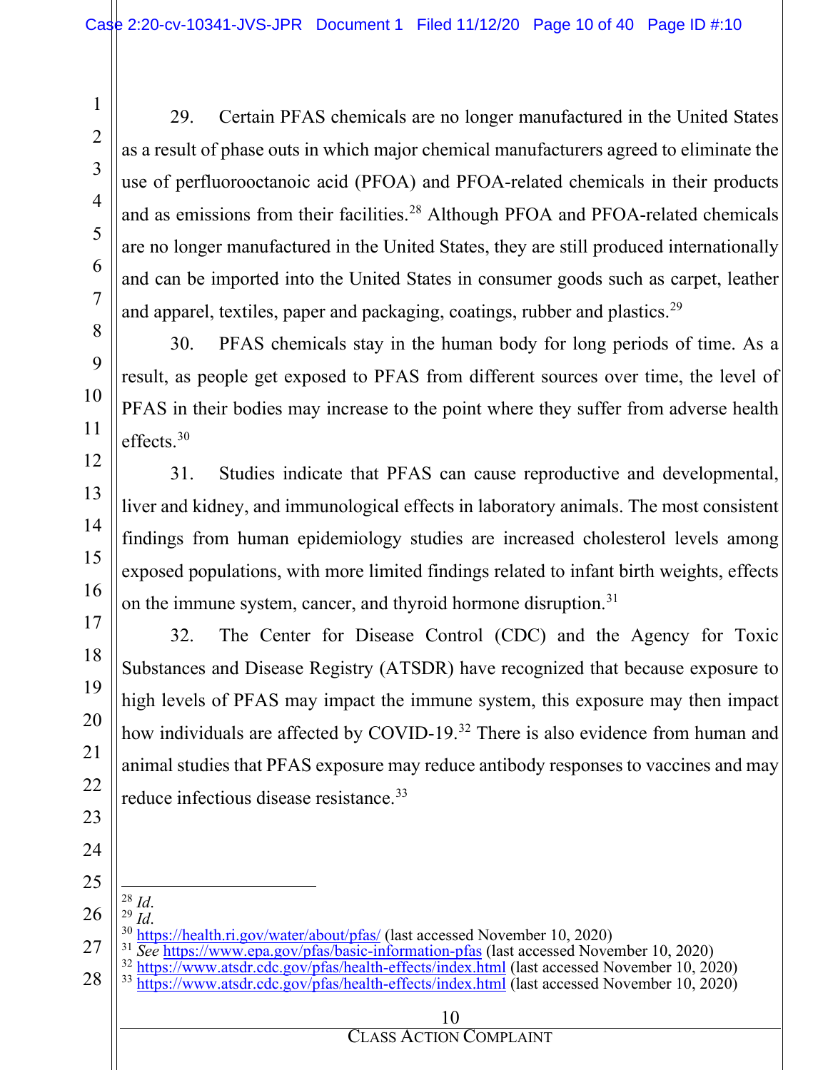29. Certain PFAS chemicals are no longer manufactured in the United States as a result of phase outs in which major chemical manufacturers agreed to eliminate the use of perfluorooctanoic acid (PFOA) and PFOA-related chemicals in their products and as emissions from their facilities.[28] Although PFOA and PFOA-related chemicals are no longer manufactured in the United States, they are still produced internationally and can be imported into the United States in consumer goods such as carpet, leather and apparel, textiles, paper and packaging, coatings, rubber and plastics.[29]

30. PFAS chemicals stay in the human body for long periods of time. As a result, as people get exposed to PFAS from different sources over time, the level of PFAS in their bodies may increase to the point where they suffer from adverse health effects.[30]

31. Studies indicate that PFAS can cause reproductive and developmental, liver and kidney, and immunological effects in laboratory animals. The most consistent findings from human epidemiology studies are increased cholesterol levels among exposed populations, with more limited findings related to infant birth weights, effects on the immune system, cancer, and thyroid hormone disruption.[31]

32. The Center for Disease Control (CDC) and the Agency for Toxic Substances and Disease Registry (ATSDR) have recognized that because exposure to high levels of PFAS may impact the immune system, this exposure may then impact how individuals are affected by COVID-19.[32] There is also evidence from human and animal studies that PFAS exposure may reduce antibody responses to vaccines and may reduce infectious disease resistance.[33]

---

[28] *Id.*

[29] *Id.*

[30] https://health.ri.gov/water/about/pfas/ (last accessed November 10, 2020)

[31] *See* https://www.epa.gov/pfas/basic-information-pfas (last accessed November 10, 2020)

[32] https://www.atsdr.cdc.gov/pfas/health-effects/index.html (last accessed November 10, 2020)

[33] https://www.atsdr.cdc.gov/pfas/health-effects/index.html (last accessed November 10, 2020)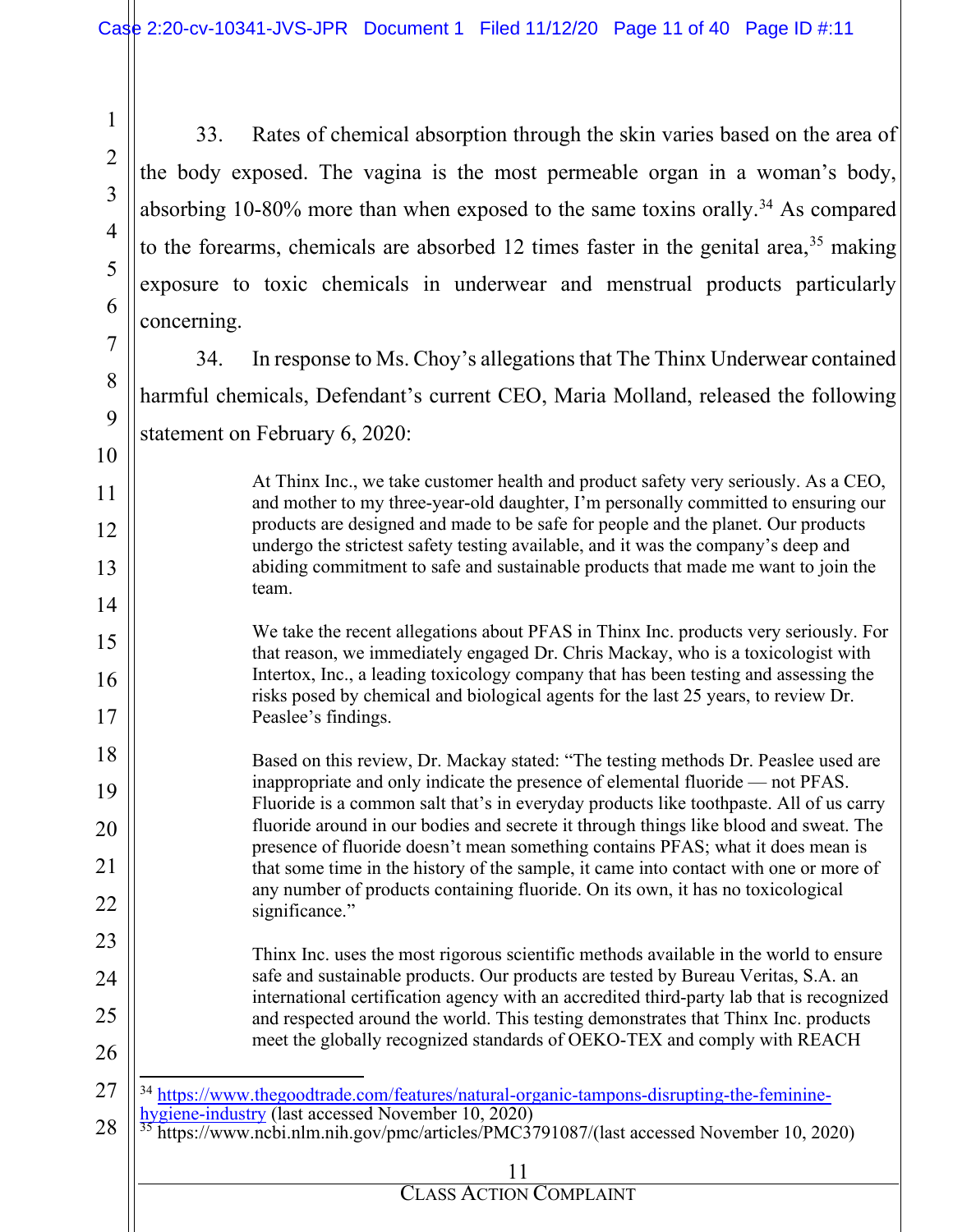33. Rates of chemical absorption through the skin varies based on the area of the body exposed. The vagina is the most permeable organ in a woman's body, absorbing 10-80% more than when exposed to the same toxins orally.[34] As compared to the forearms, chemicals are absorbed 12 times faster in the genital area,[35] making exposure to toxic chemicals in underwear and menstrual products particularly concerning.

34. In response to Ms. Choy's allegations that The Thinx Underwear contained harmful chemicals, Defendant's current CEO, Maria Molland, released the following statement on February 6, 2020:

> At Thinx Inc., we take customer health and product safety very seriously. As a CEO, and mother to my three-year-old daughter, I'm personally committed to ensuring our products are designed and made to be safe for people and the planet. Our products undergo the strictest safety testing available, and it was the company's deep and abiding commitment to safe and sustainable products that made me want to join the team.
>
> We take the recent allegations about PFAS in Thinx Inc. products very seriously. For that reason, we immediately engaged Dr. Chris Mackay, who is a toxicologist with Intertox, Inc., a leading toxicology company that has been testing and assessing the risks posed by chemical and biological agents for the last 25 years, to review Dr. Peaslee's findings.
>
> Based on this review, Dr. Mackay stated: "The testing methods Dr. Peaslee used are inappropriate and only indicate the presence of elemental fluoride — not PFAS. Fluoride is a common salt that's in everyday products like toothpaste. All of us carry fluoride around in our bodies and secrete it through things like blood and sweat. The presence of fluoride doesn't mean something contains PFAS; what it does mean is that some time in the history of the sample, it came into contact with one or more of any number of products containing fluoride. On its own, it has no toxicological significance."
>
> Thinx Inc. uses the most rigorous scientific methods available in the world to ensure safe and sustainable products. Our products are tested by Bureau Veritas, S.A. an international certification agency with an accredited third-party lab that is recognized and respected around the world. This testing demonstrates that Thinx Inc. products meet the globally recognized standards of OEKO-TEX and comply with REACH

---

[34] https://www.thegoodtrade.com/features/natural-organic-tampons-disrupting-the-feminine-hygiene-industry (last accessed November 10, 2020)

[35] https://www.ncbi.nlm.nih.gov/pmc/articles/PMC3791087/(last accessed November 10, 2020)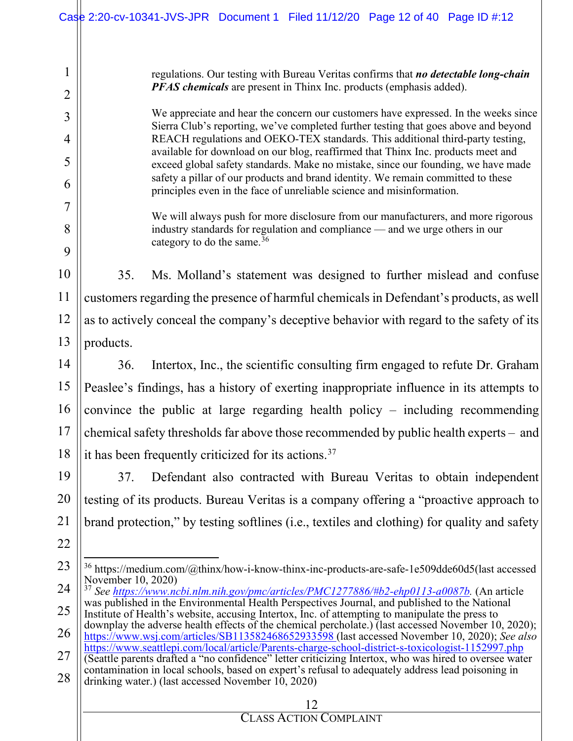> regulations. Our testing with Bureau Veritas confirms that ***no detectable long-chain PFAS chemicals*** are present in Thinx Inc. products (emphasis added).
>
> We appreciate and hear the concern our customers have expressed. In the weeks since Sierra Club's reporting, we've completed further testing that goes above and beyond REACH regulations and OEKO-TEX standards. This additional third-party testing, available for download on our blog, reaffirmed that Thinx Inc. products meet and exceed global safety standards. Make no mistake, since our founding, we have made safety a pillar of our products and brand identity. We remain committed to these principles even in the face of unreliable science and misinformation.
>
> We will always push for more disclosure from our manufacturers, and more rigorous industry standards for regulation and compliance — and we urge others in our category to do the same.[36]

35. Ms. Molland's statement was designed to further mislead and confuse customers regarding the presence of harmful chemicals in Defendant's products, as well as to actively conceal the company's deceptive behavior with regard to the safety of its products.

36. Intertox, Inc., the scientific consulting firm engaged to refute Dr. Graham Peaslee's findings, has a history of exerting inappropriate influence in its attempts to convince the public at large regarding health policy – including recommending chemical safety thresholds far above those recommended by public health experts – and it has been frequently criticized for its actions.[37]

37. Defendant also contracted with Bureau Veritas to obtain independent testing of its products. Bureau Veritas is a company offering a "proactive approach to brand protection," by testing softlines (i.e., textiles and clothing) for quality and safety

---

[36] https://medium.com/@thinx/how-i-know-thinx-inc-products-are-safe-1e509dde60d5(last accessed November 10, 2020)

[37] *See* https://www.ncbi.nlm.nih.gov/pmc/articles/PMC1277886/#b2-ehp0113-a0087b. (An article was published in the Environmental Health Perspectives Journal, and published to the National Institute of Health's website, accusing Intertox, Inc. of attempting to manipulate the press to downplay the adverse health effects of the chemical percholate.) (last accessed November 10, 2020); https://www.wsj.com/articles/SB113582468652933598 (last accessed November 10, 2020); *See also* https://www.seattlepi.com/local/article/Parents-charge-school-district-s-toxicologist-1152997.php (Seattle parents drafted a "no confidence" letter criticizing Intertox, who was hired to oversee water contamination in local schools, based on expert's refusal to adequately address lead poisoning in drinking water.) (last accessed November 10, 2020)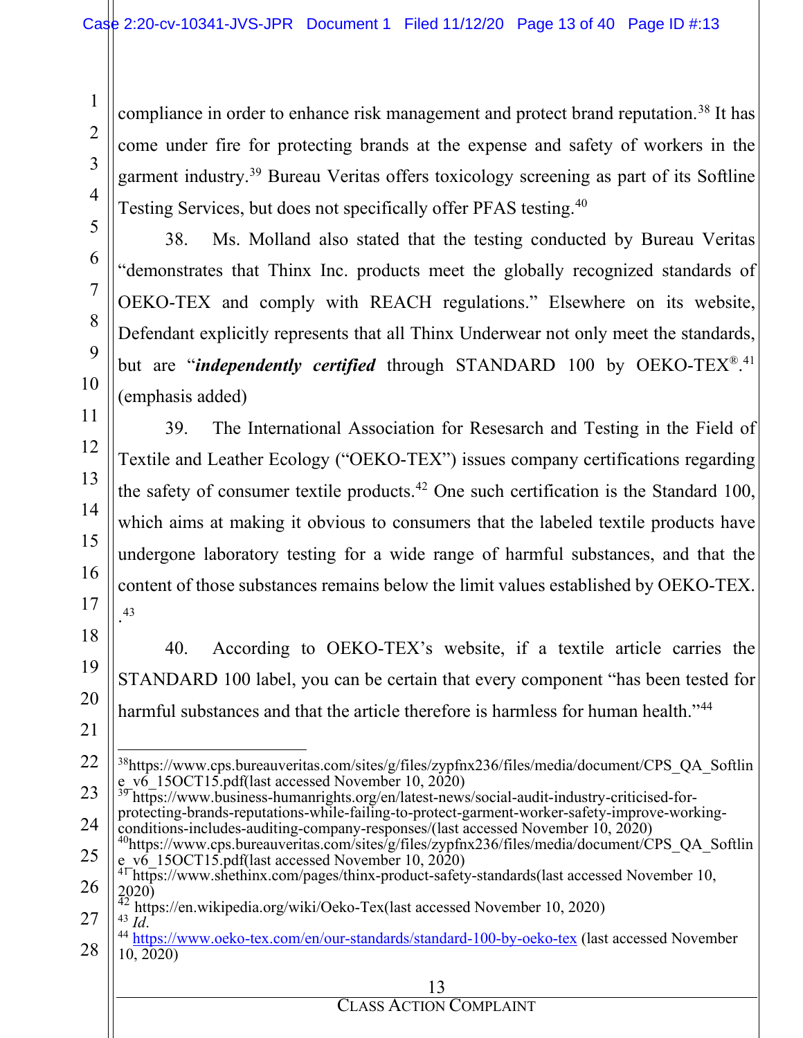compliance in order to enhance risk management and protect brand reputation.[38] It has come under fire for protecting brands at the expense and safety of workers in the garment industry.[39] Bureau Veritas offers toxicology screening as part of its Softline Testing Services, but does not specifically offer PFAS testing.[40]

38. Ms. Molland also stated that the testing conducted by Bureau Veritas "demonstrates that Thinx Inc. products meet the globally recognized standards of OEKO-TEX and comply with REACH regulations." Elsewhere on its website, Defendant explicitly represents that all Thinx Underwear not only meet the standards, but are "***independently certified*** through STANDARD 100 by OEKO-TEX®.[41] (emphasis added)

39. The International Association for Resesarch and Testing in the Field of Textile and Leather Ecology ("OEKO-TEX") issues company certifications regarding the safety of consumer textile products.[42] One such certification is the Standard 100, which aims at making it obvious to consumers that the labeled textile products have undergone laboratory testing for a wide range of harmful substances, and that the content of those substances remains below the limit values established by OEKO-TEX. .[43]

40. According to OEKO-TEX's website, if a textile article carries the STANDARD 100 label, you can be certain that every component "has been tested for harmful substances and that the article therefore is harmless for human health."[44]

---

[38] https://www.cps.bureauveritas.com/sites/g/files/zypfnx236/files/media/document/CPS_QA_Softline_v6_15OCT15.pdf(last accessed November 10, 2020)

[39] https://www.business-humanrights.org/en/latest-news/social-audit-industry-criticised-for-protecting-brands-reputations-while-failing-to-protect-garment-worker-safety-improve-working-conditions-includes-auditing-company-responses/(last accessed November 10, 2020)

[40] https://www.cps.bureauveritas.com/sites/g/files/zypfnx236/files/media/document/CPS_QA_Softline_v6_15OCT15.pdf(last accessed November 10, 2020)

[41] https://www.shethinx.com/pages/thinx-product-safety-standards(last accessed November 10, 2020)

[42] https://en.wikipedia.org/wiki/Oeko-Tex(last accessed November 10, 2020)

[43] *Id*.

[44] https://www.oeko-tex.com/en/our-standards/standard-100-by-oeko-tex (last accessed November 10, 2020)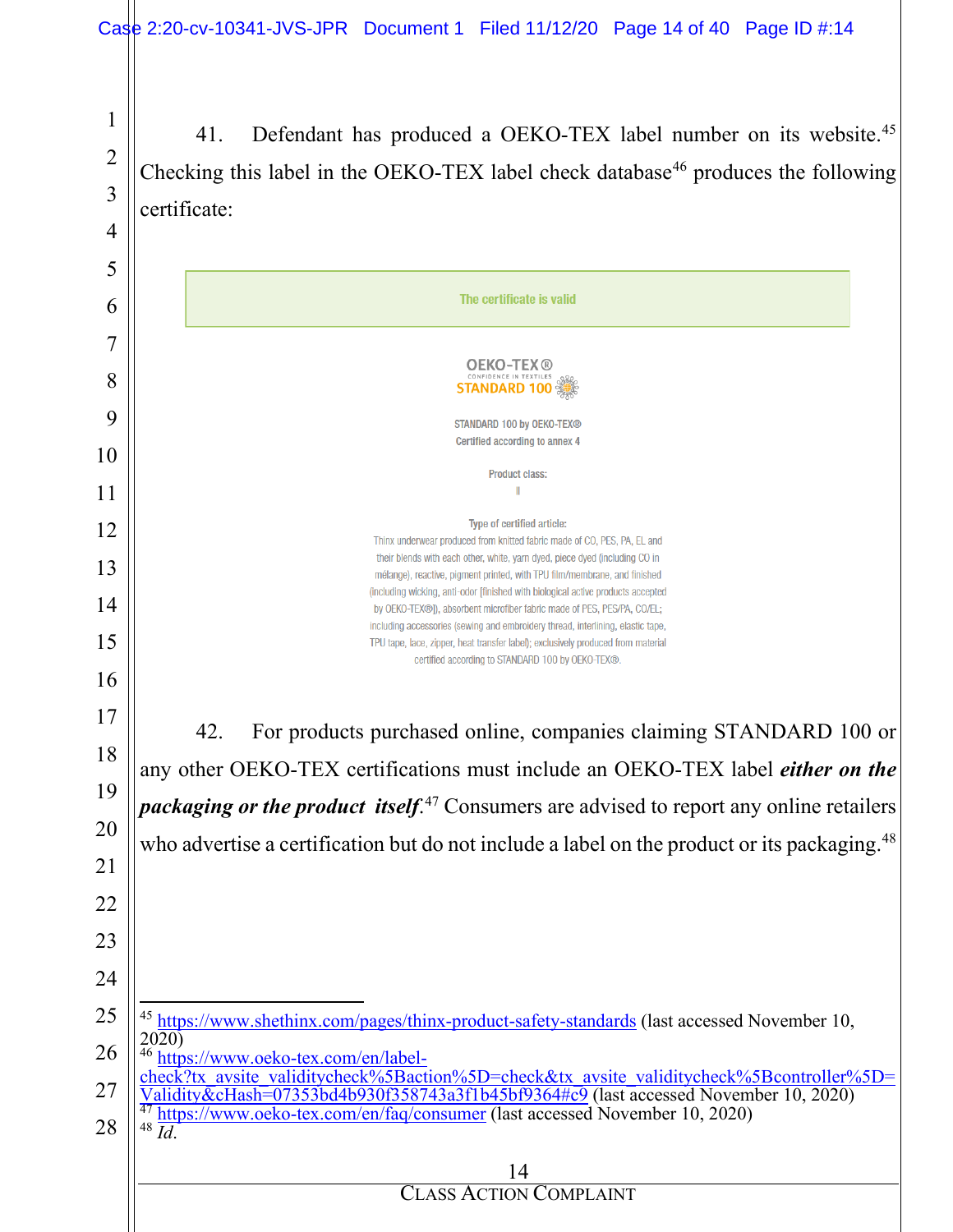41. Defendant has produced a OEKO-TEX label number on its website.[45] Checking this label in the OEKO-TEX label check database[46] produces the following certificate:

The certificate is valid

OEKO-TEX®
CONFIDENCE IN TEXTILES
STANDARD 100

STANDARD 100 by OEKO-TEX®
Certified according to annex 4

Product class:
II

Type of certified article:
Thinx underwear produced from knitted fabric made of CO, PES, PA, EL and their blends with each other, white, yarn dyed, piece dyed (including CO in mélange), reactive, pigment printed, with TPU film/membrane, and finished (including wicking, anti-odor [finished with biological active products accepted by OEKO-TEX®]), absorbent microfiber fabric made of PES, PES/PA, CO/EL; including accessories (sewing and embroidery thread, interlining, elastic tape, TPU tape, lace, zipper, heat transfer label); exclusively produced from material certified according to STANDARD 100 by OEKO-TEX®.

42. For products purchased online, companies claiming STANDARD 100 or any other OEKO-TEX certifications must include an OEKO-TEX label ***either on the packaging or the product itself***.[47] Consumers are advised to report any online retailers who advertise a certification but do not include a label on the product or its packaging.[48]

---

[45] https://www.shethinx.com/pages/thinx-product-safety-standards (last accessed November 10, 2020)

[46] https://www.oeko-tex.com/en/label-check?tx_avsite_validitycheck%5Baction%5D=check&tx_avsite_validitycheck%5Bcontroller%5D=Validity&cHash=07353bd4b930f358743a3f1b45bf9364#c9 (last accessed November 10, 2020)

[47] https://www.oeko-tex.com/en/faq/consumer (last accessed November 10, 2020)

[48] *Id.*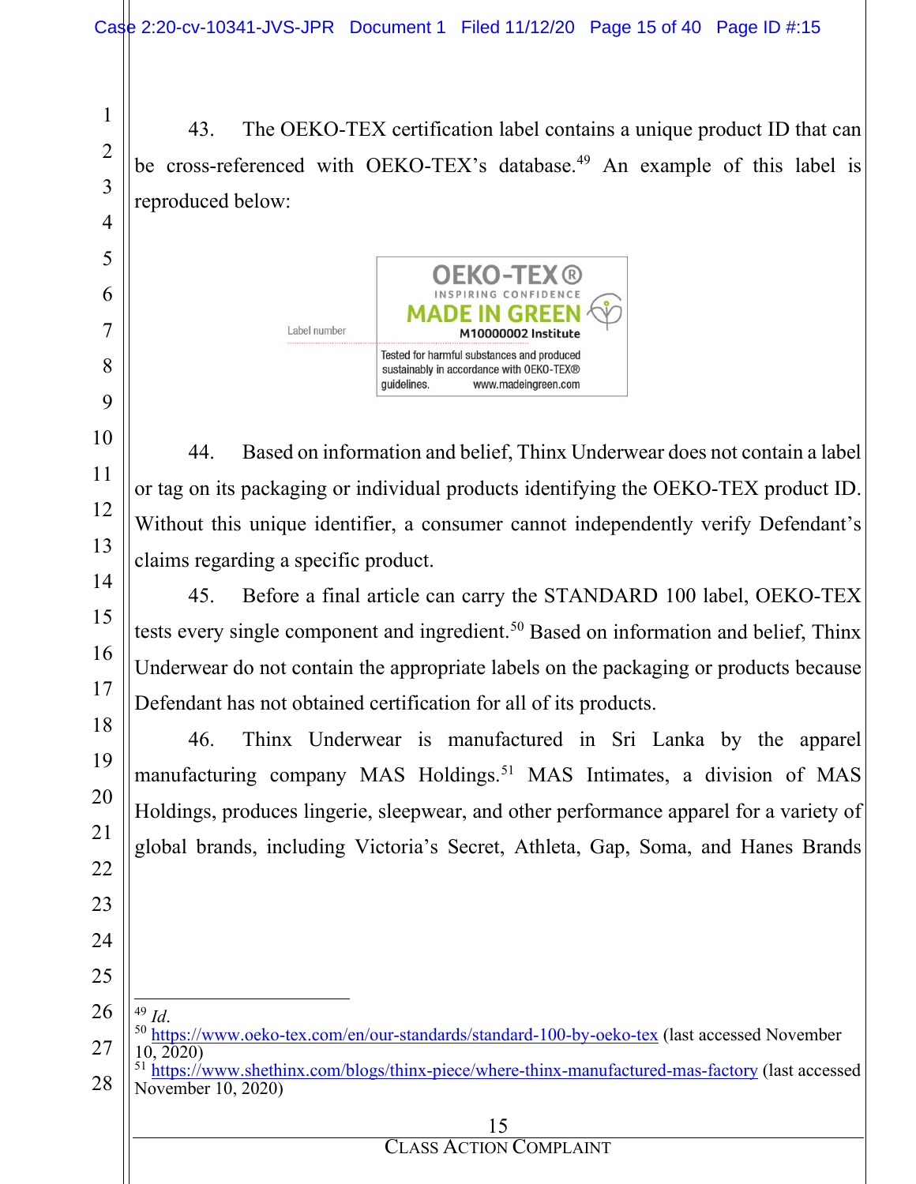43. The OEKO-TEX certification label contains a unique product ID that can be cross-referenced with OEKO-TEX's database.[49] An example of this label is reproduced below:

Label number

OEKO-TEX®
INSPIRING CONFIDENCE
MADE IN GREEN
M10000002 Institute
Tested for harmful substances and produced sustainably in accordance with OEKO-TEX® guidelines. www.madeingreen.com

44. Based on information and belief, Thinx Underwear does not contain a label or tag on its packaging or individual products identifying the OEKO-TEX product ID. Without this unique identifier, a consumer cannot independently verify Defendant's claims regarding a specific product.

45. Before a final article can carry the STANDARD 100 label, OEKO-TEX tests every single component and ingredient.[50] Based on information and belief, Thinx Underwear do not contain the appropriate labels on the packaging or products because Defendant has not obtained certification for all of its products.

46. Thinx Underwear is manufactured in Sri Lanka by the apparel manufacturing company MAS Holdings.[51] MAS Intimates, a division of MAS Holdings, produces lingerie, sleepwear, and other performance apparel for a variety of global brands, including Victoria's Secret, Athleta, Gap, Soma, and Hanes Brands

---

[49] *Id.*

[50] https://www.oeko-tex.com/en/our-standards/standard-100-by-oeko-tex (last accessed November 10, 2020)

[51] https://www.shethinx.com/blogs/thinx-piece/where-thinx-manufactured-mas-factory (last accessed November 10, 2020)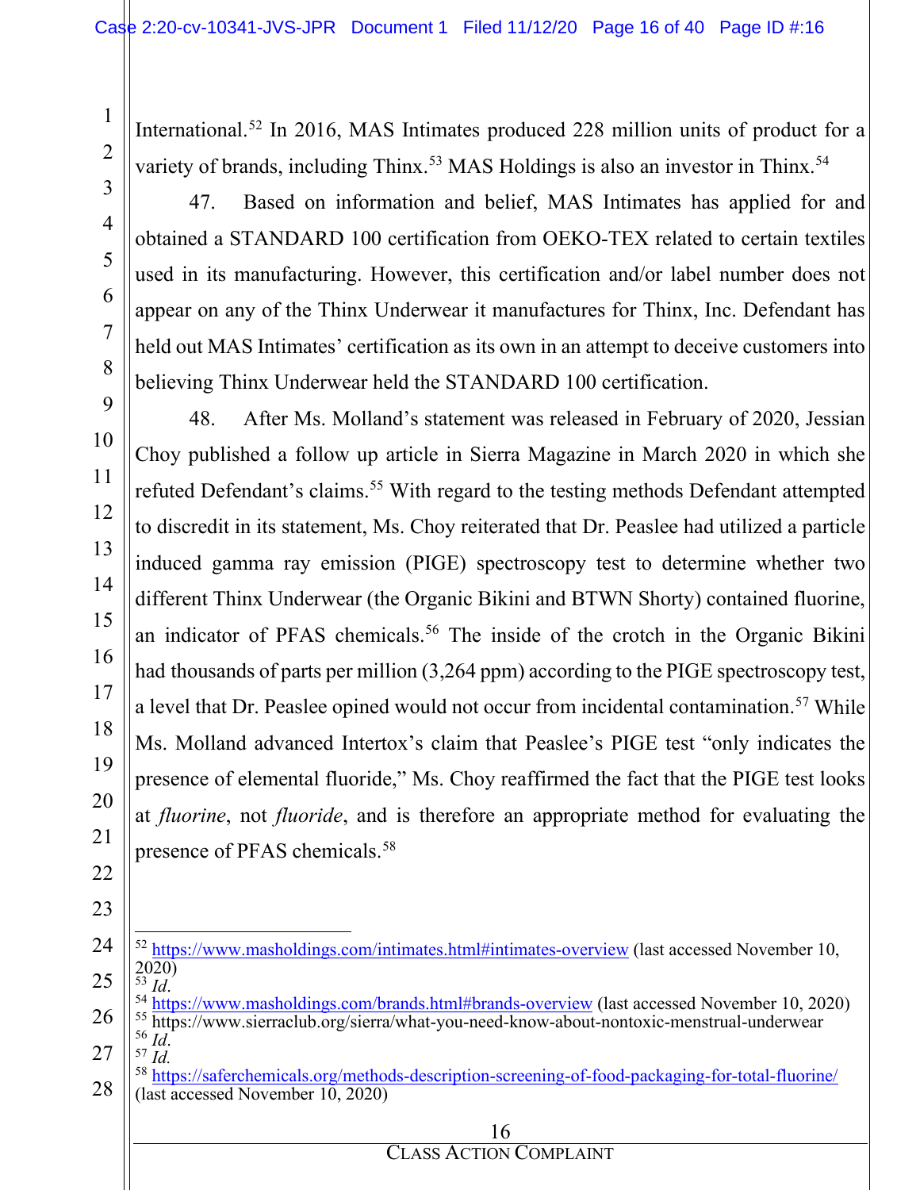International.[52] In 2016, MAS Intimates produced 228 million units of product for a variety of brands, including Thinx.[53] MAS Holdings is also an investor in Thinx.[54]

47. Based on information and belief, MAS Intimates has applied for and obtained a STANDARD 100 certification from OEKO-TEX related to certain textiles used in its manufacturing. However, this certification and/or label number does not appear on any of the Thinx Underwear it manufactures for Thinx, Inc. Defendant has held out MAS Intimates' certification as its own in an attempt to deceive customers into believing Thinx Underwear held the STANDARD 100 certification.

48. After Ms. Molland's statement was released in February of 2020, Jessian Choy published a follow up article in Sierra Magazine in March 2020 in which she refuted Defendant's claims.[55] With regard to the testing methods Defendant attempted to discredit in its statement, Ms. Choy reiterated that Dr. Peaslee had utilized a particle induced gamma ray emission (PIGE) spectroscopy test to determine whether two different Thinx Underwear (the Organic Bikini and BTWN Shorty) contained fluorine, an indicator of PFAS chemicals.[56] The inside of the crotch in the Organic Bikini had thousands of parts per million (3,264 ppm) according to the PIGE spectroscopy test, a level that Dr. Peaslee opined would not occur from incidental contamination.[57] While Ms. Molland advanced Intertox's claim that Peaslee's PIGE test "only indicates the presence of elemental fluoride," Ms. Choy reaffirmed the fact that the PIGE test looks at *fluorine*, not *fluoride*, and is therefore an appropriate method for evaluating the presence of PFAS chemicals.[58]

---

[52] https://www.masholdings.com/intimates.html#intimates-overview (last accessed November 10, 2020)

[53] *Id.*

[54] https://www.masholdings.com/brands.html#brands-overview (last accessed November 10, 2020)

[55] https://www.sierraclub.org/sierra/what-you-need-know-about-nontoxic-menstrual-underwear

[56] *Id.*

[57] *Id.*

[58] https://saferchemicals.org/methods-description-screening-of-food-packaging-for-total-fluorine/ (last accessed November 10, 2020)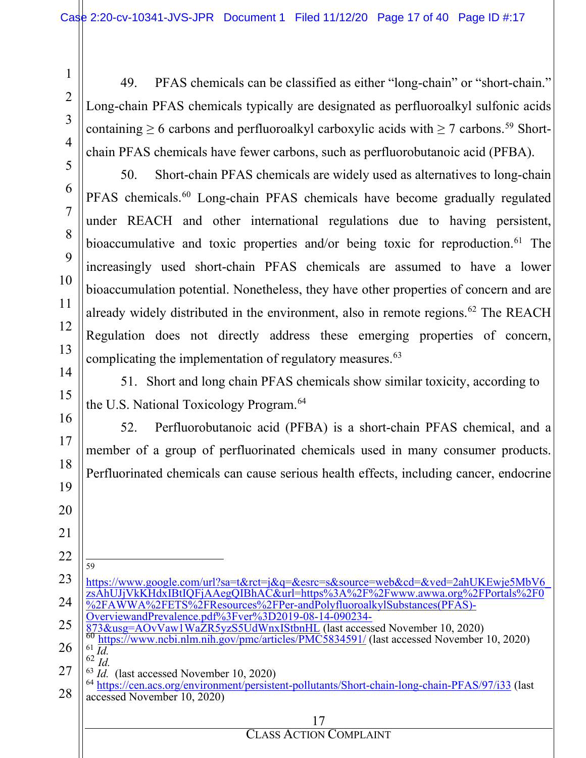49. PFAS chemicals can be classified as either "long-chain" or "short-chain." Long-chain PFAS chemicals typically are designated as perfluoroalkyl sulfonic acids containing ≥ 6 carbons and perfluoroalkyl carboxylic acids with ≥ 7 carbons.[59] Short-chain PFAS chemicals have fewer carbons, such as perfluorobutanoic acid (PFBA).

50. Short-chain PFAS chemicals are widely used as alternatives to long-chain PFAS chemicals.[60] Long-chain PFAS chemicals have become gradually regulated under REACH and other international regulations due to having persistent, bioaccumulative and toxic properties and/or being toxic for reproduction.[61] The increasingly used short-chain PFAS chemicals are assumed to have a lower bioaccumulation potential. Nonetheless, they have other properties of concern and are already widely distributed in the environment, also in remote regions.[62] The REACH Regulation does not directly address these emerging properties of concern, complicating the implementation of regulatory measures.[63]

51. Short and long chain PFAS chemicals show similar toxicity, according to the U.S. National Toxicology Program.[64]

52. Perfluorobutanoic acid (PFBA) is a short-chain PFAS chemical, and a member of a group of perfluorinated chemicals used in many consumer products. Perfluorinated chemicals can cause serious health effects, including cancer, endocrine

---

[59] https://www.google.com/url?sa=t&rct=j&q=&esrc=s&source=web&cd=&ved=2ahUKEwje5MbV6_zsAhUJjVkKHdxIBtIQFjAAegQIBhAC&url=https%3A%2F%2Fwww.awwa.org%2FPortals%2F0%2FAWWA%2FETS%2FResources%2FPer-andPolyfluoroalkylSubstances(PFAS)-OverviewandPrevalence.pdf%3Fver%3D2019-08-14-090234-873&usg=AOvVaw1WaZR5yzS5UdWnxIStbnHL (last accessed November 10, 2020)

[60] https://www.ncbi.nlm.nih.gov/pmc/articles/PMC5834591/ (last accessed November 10, 2020)

[61] *Id.*

[62] *Id.*

[63] *Id.* (last accessed November 10, 2020)

[64] https://cen.acs.org/environment/persistent-pollutants/Short-chain-long-chain-PFAS/97/i33 (last accessed November 10, 2020)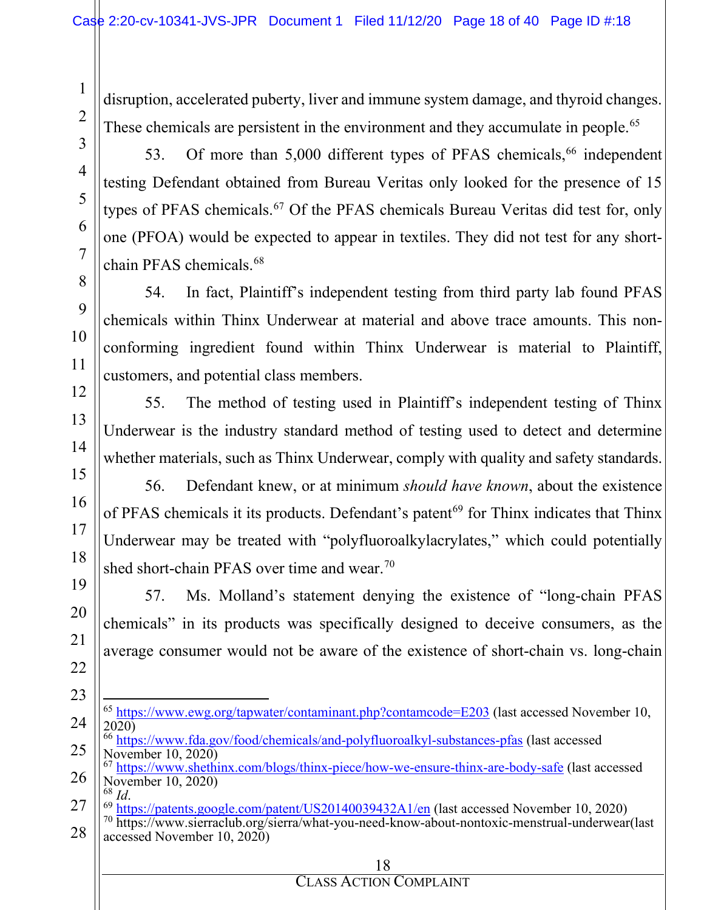disruption, accelerated puberty, liver and immune system damage, and thyroid changes. These chemicals are persistent in the environment and they accumulate in people.[65]

53. Of more than 5,000 different types of PFAS chemicals,[66] independent testing Defendant obtained from Bureau Veritas only looked for the presence of 15 types of PFAS chemicals.[67] Of the PFAS chemicals Bureau Veritas did test for, only one (PFOA) would be expected to appear in textiles. They did not test for any short-chain PFAS chemicals.[68]

54. In fact, Plaintiff's independent testing from third party lab found PFAS chemicals within Thinx Underwear at material and above trace amounts. This non-conforming ingredient found within Thinx Underwear is material to Plaintiff, customers, and potential class members.

55. The method of testing used in Plaintiff's independent testing of Thinx Underwear is the industry standard method of testing used to detect and determine whether materials, such as Thinx Underwear, comply with quality and safety standards.

56. Defendant knew, or at minimum *should have known*, about the existence of PFAS chemicals it its products. Defendant's patent[69] for Thinx indicates that Thinx Underwear may be treated with "polyfluoroalkylacrylates," which could potentially shed short-chain PFAS over time and wear.[70]

57. Ms. Molland's statement denying the existence of "long-chain PFAS chemicals" in its products was specifically designed to deceive consumers, as the average consumer would not be aware of the existence of short-chain vs. long-chain

---

[65] https://www.ewg.org/tapwater/contaminant.php?contamcode=E203 (last accessed November 10, 2020)

[66] https://www.fda.gov/food/chemicals/and-polyfluoroalkyl-substances-pfas (last accessed November 10, 2020)

[67] https://www.shethinx.com/blogs/thinx-piece/how-we-ensure-thinx-are-body-safe (last accessed November 10, 2020)

[68] *Id*.

[69] https://patents.google.com/patent/US20140039432A1/en (last accessed November 10, 2020)

[70] https://www.sierraclub.org/sierra/what-you-need-know-about-nontoxic-menstrual-underwear(last accessed November 10, 2020)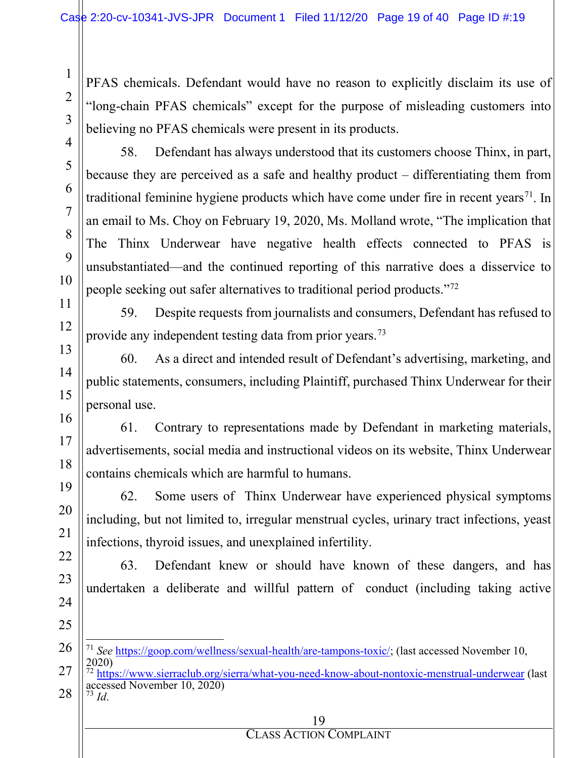PFAS chemicals. Defendant would have no reason to explicitly disclaim its use of "long-chain PFAS chemicals" except for the purpose of misleading customers into believing no PFAS chemicals were present in its products.

58. Defendant has always understood that its customers choose Thinx, in part, because they are perceived as a safe and healthy product – differentiating them from traditional feminine hygiene products which have come under fire in recent years[71]. In an email to Ms. Choy on February 19, 2020, Ms. Molland wrote, "The implication that The Thinx Underwear have negative health effects connected to PFAS is unsubstantiated—and the continued reporting of this narrative does a disservice to people seeking out safer alternatives to traditional period products."[72]

59. Despite requests from journalists and consumers, Defendant has refused to provide any independent testing data from prior years.[73]

60. As a direct and intended result of Defendant's advertising, marketing, and public statements, consumers, including Plaintiff, purchased Thinx Underwear for their personal use.

61. Contrary to representations made by Defendant in marketing materials, advertisements, social media and instructional videos on its website, Thinx Underwear contains chemicals which are harmful to humans.

62. Some users of Thinx Underwear have experienced physical symptoms including, but not limited to, irregular menstrual cycles, urinary tract infections, yeast infections, thyroid issues, and unexplained infertility.

63. Defendant knew or should have known of these dangers, and has undertaken a deliberate and willful pattern of conduct (including taking active

---

[71] *See* https://goop.com/wellness/sexual-health/are-tampons-toxic/; (last accessed November 10, 2020)

[72] https://www.sierraclub.org/sierra/what-you-need-know-about-nontoxic-menstrual-underwear (last accessed November 10, 2020)

[73] *Id*.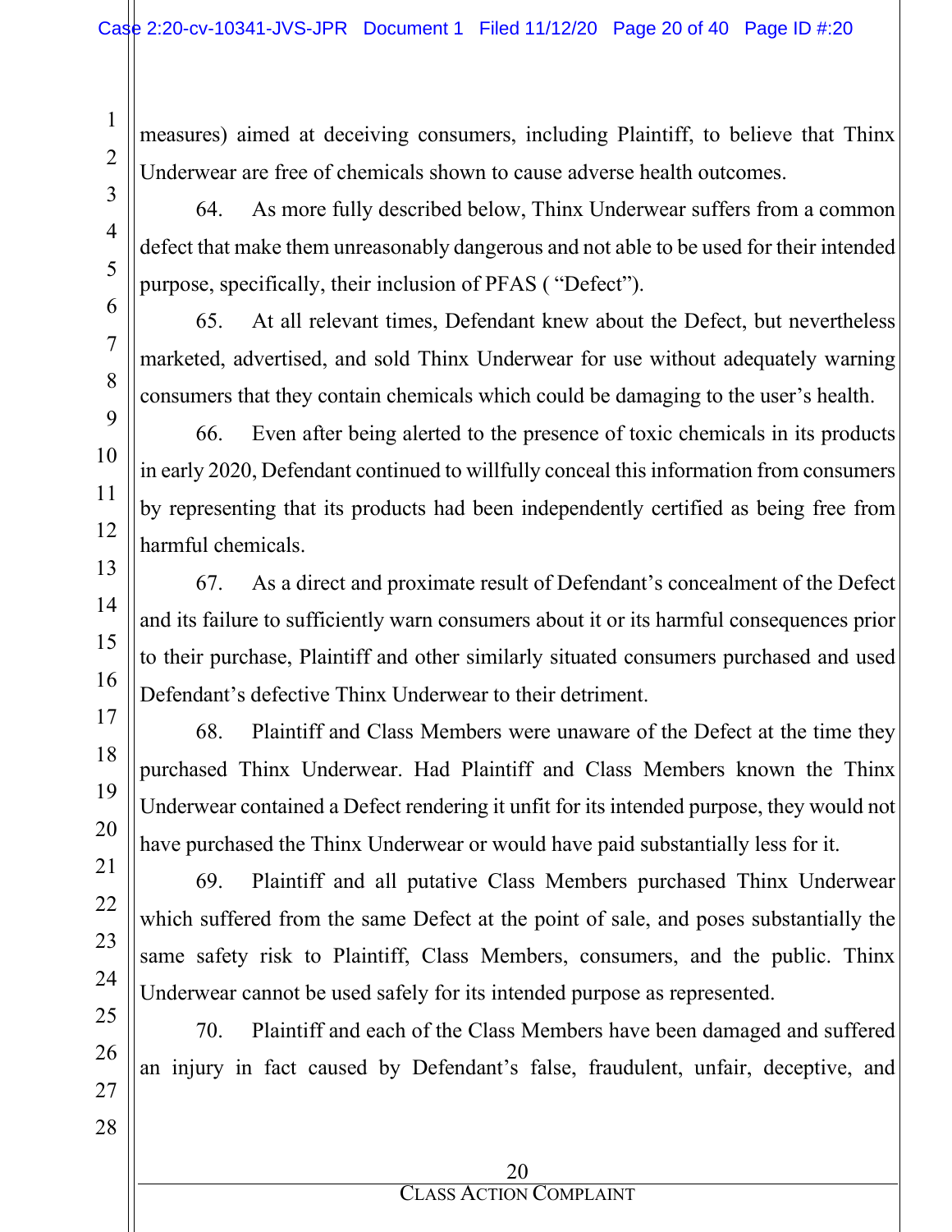measures) aimed at deceiving consumers, including Plaintiff, to believe that Thinx Underwear are free of chemicals shown to cause adverse health outcomes.

64. As more fully described below, Thinx Underwear suffers from a common defect that make them unreasonably dangerous and not able to be used for their intended purpose, specifically, their inclusion of PFAS ( "Defect").

65. At all relevant times, Defendant knew about the Defect, but nevertheless marketed, advertised, and sold Thinx Underwear for use without adequately warning consumers that they contain chemicals which could be damaging to the user's health.

66. Even after being alerted to the presence of toxic chemicals in its products in early 2020, Defendant continued to willfully conceal this information from consumers by representing that its products had been independently certified as being free from harmful chemicals.

67. As a direct and proximate result of Defendant's concealment of the Defect and its failure to sufficiently warn consumers about it or its harmful consequences prior to their purchase, Plaintiff and other similarly situated consumers purchased and used Defendant's defective Thinx Underwear to their detriment.

68. Plaintiff and Class Members were unaware of the Defect at the time they purchased Thinx Underwear. Had Plaintiff and Class Members known the Thinx Underwear contained a Defect rendering it unfit for its intended purpose, they would not have purchased the Thinx Underwear or would have paid substantially less for it.

69. Plaintiff and all putative Class Members purchased Thinx Underwear which suffered from the same Defect at the point of sale, and poses substantially the same safety risk to Plaintiff, Class Members, consumers, and the public. Thinx Underwear cannot be used safely for its intended purpose as represented.

70. Plaintiff and each of the Class Members have been damaged and suffered an injury in fact caused by Defendant's false, fraudulent, unfair, deceptive, and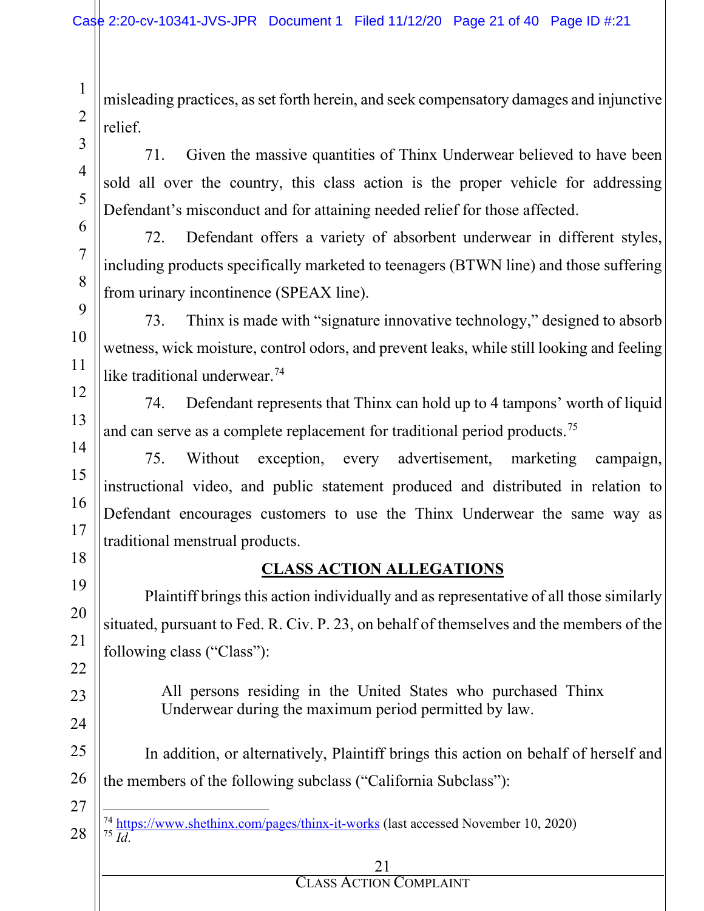misleading practices, as set forth herein, and seek compensatory damages and injunctive relief.

71. Given the massive quantities of Thinx Underwear believed to have been sold all over the country, this class action is the proper vehicle for addressing Defendant's misconduct and for attaining needed relief for those affected.

72. Defendant offers a variety of absorbent underwear in different styles, including products specifically marketed to teenagers (BTWN line) and those suffering from urinary incontinence (SPEAX line).

73. Thinx is made with "signature innovative technology," designed to absorb wetness, wick moisture, control odors, and prevent leaks, while still looking and feeling like traditional underwear.[74]

74. Defendant represents that Thinx can hold up to 4 tampons' worth of liquid and can serve as a complete replacement for traditional period products.[75]

75. Without exception, every advertisement, marketing campaign, instructional video, and public statement produced and distributed in relation to Defendant encourages customers to use the Thinx Underwear the same way as traditional menstrual products.

## CLASS ACTION ALLEGATIONS

Plaintiff brings this action individually and as representative of all those similarly situated, pursuant to Fed. R. Civ. P. 23, on behalf of themselves and the members of the following class ("Class"):

> All persons residing in the United States who purchased Thinx Underwear during the maximum period permitted by law.

In addition, or alternatively, Plaintiff brings this action on behalf of herself and the members of the following subclass ("California Subclass"):

---

[74] https://www.shethinx.com/pages/thinx-it-works (last accessed November 10, 2020)

[75] *Id.*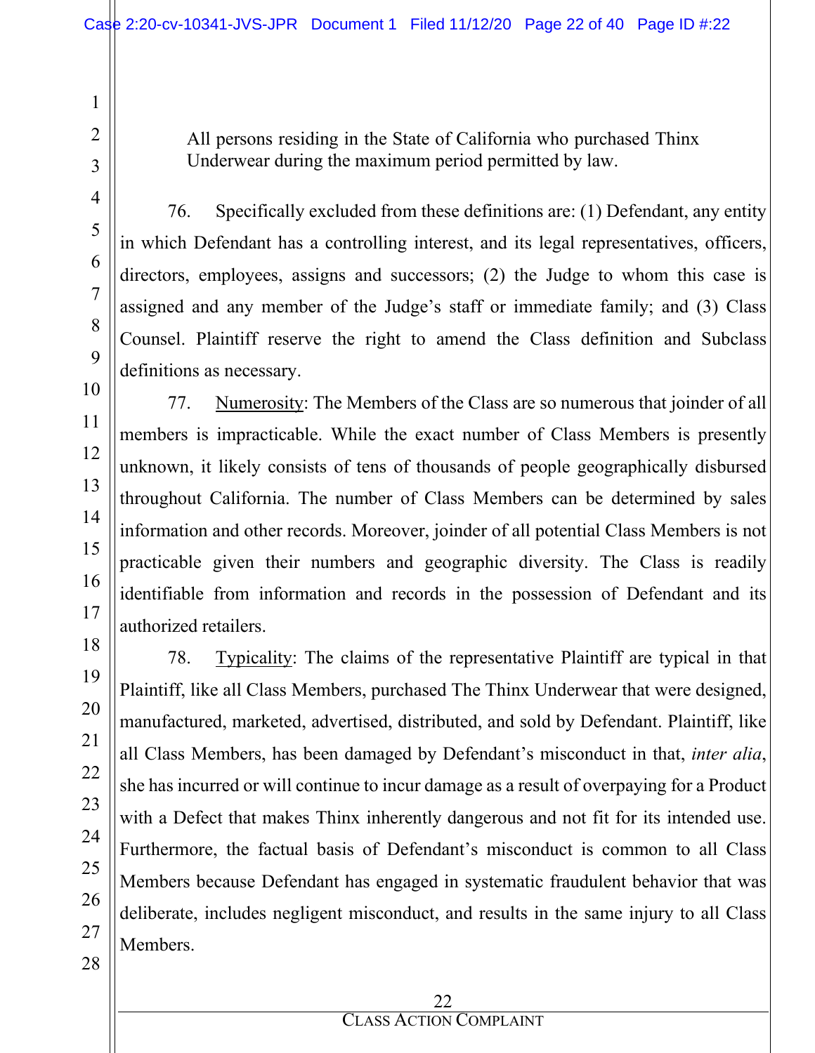> All persons residing in the State of California who purchased Thinx Underwear during the maximum period permitted by law.

76. Specifically excluded from these definitions are: (1) Defendant, any entity in which Defendant has a controlling interest, and its legal representatives, officers, directors, employees, assigns and successors; (2) the Judge to whom this case is assigned and any member of the Judge's staff or immediate family; and (3) Class Counsel. Plaintiff reserve the right to amend the Class definition and Subclass definitions as necessary.

77. Numerosity: The Members of the Class are so numerous that joinder of all members is impracticable. While the exact number of Class Members is presently unknown, it likely consists of tens of thousands of people geographically disbursed throughout California. The number of Class Members can be determined by sales information and other records. Moreover, joinder of all potential Class Members is not practicable given their numbers and geographic diversity. The Class is readily identifiable from information and records in the possession of Defendant and its authorized retailers.

78. Typicality: The claims of the representative Plaintiff are typical in that Plaintiff, like all Class Members, purchased The Thinx Underwear that were designed, manufactured, marketed, advertised, distributed, and sold by Defendant. Plaintiff, like all Class Members, has been damaged by Defendant's misconduct in that, *inter alia*, she has incurred or will continue to incur damage as a result of overpaying for a Product with a Defect that makes Thinx inherently dangerous and not fit for its intended use. Furthermore, the factual basis of Defendant's misconduct is common to all Class Members because Defendant has engaged in systematic fraudulent behavior that was deliberate, includes negligent misconduct, and results in the same injury to all Class Members.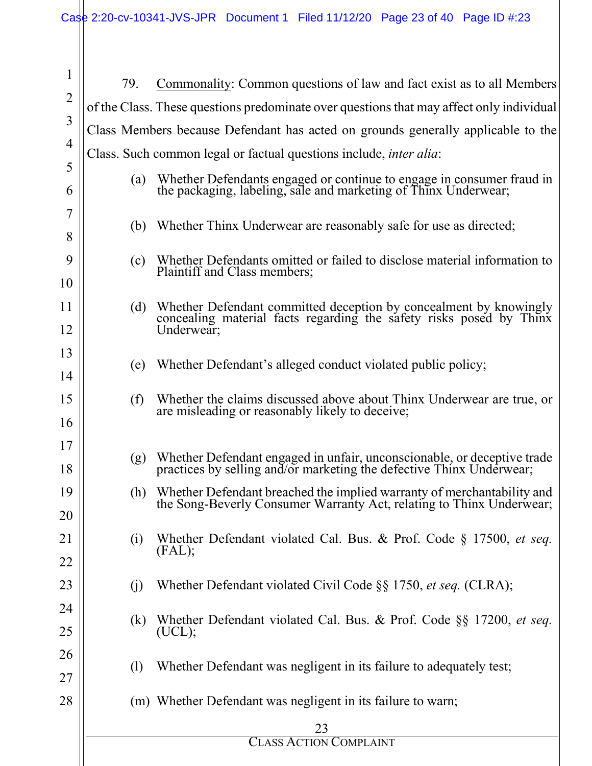79. Commonality: Common questions of law and fact exist as to all Members of the Class. These questions predominate over questions that may affect only individual Class Members because Defendant has acted on grounds generally applicable to the Class. Such common legal or factual questions include, *inter alia*:

(a) Whether Defendants engaged or continue to engage in consumer fraud in the packaging, labeling, sale and marketing of Thinx Underwear;

(b) Whether Thinx Underwear are reasonably safe for use as directed;

(c) Whether Defendants omitted or failed to disclose material information to Plaintiff and Class members;

(d) Whether Defendant committed deception by concealment by knowingly concealing material facts regarding the safety risks posed by Thinx Underwear;

(e) Whether Defendant's alleged conduct violated public policy;

(f) Whether the claims discussed above about Thinx Underwear are true, or are misleading or reasonably likely to deceive;

(g) Whether Defendant engaged in unfair, unconscionable, or deceptive trade practices by selling and/or marketing the defective Thinx Underwear;

(h) Whether Defendant breached the implied warranty of merchantability and the Song-Beverly Consumer Warranty Act, relating to Thinx Underwear;

(i) Whether Defendant violated Cal. Bus. & Prof. Code § 17500, *et seq.* (FAL);

(j) Whether Defendant violated Civil Code §§ 1750, *et seq.* (CLRA);

(k) Whether Defendant violated Cal. Bus. & Prof. Code §§ 17200, *et seq.* (UCL);

(l) Whether Defendant was negligent in its failure to adequately test;

(m) Whether Defendant was negligent in its failure to warn;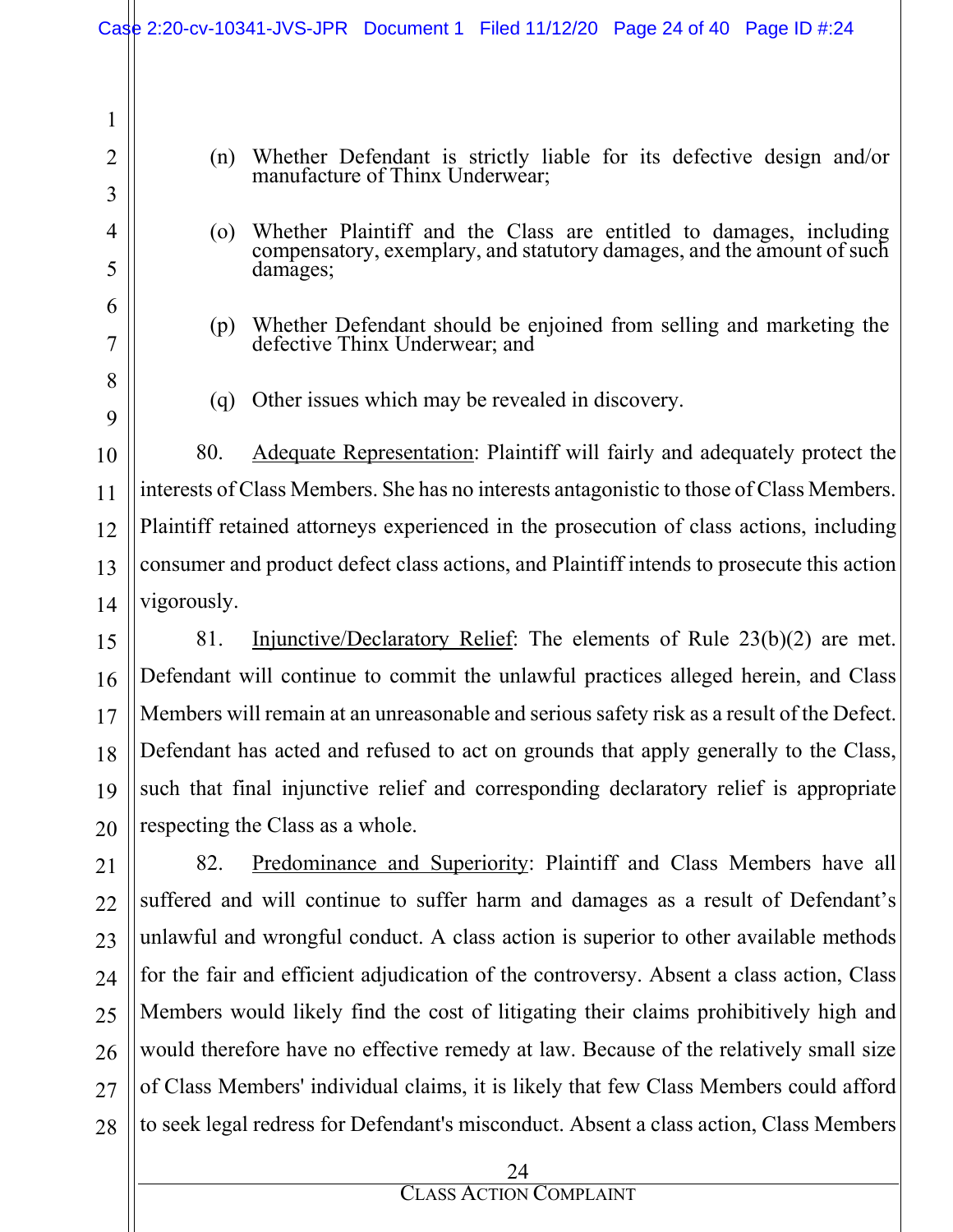(n) Whether Defendant is strictly liable for its defective design and/or manufacture of Thinx Underwear;

(o) Whether Plaintiff and the Class are entitled to damages, including compensatory, exemplary, and statutory damages, and the amount of such damages;

(p) Whether Defendant should be enjoined from selling and marketing the defective Thinx Underwear; and

(q) Other issues which may be revealed in discovery.

80. Adequate Representation: Plaintiff will fairly and adequately protect the interests of Class Members. She has no interests antagonistic to those of Class Members. Plaintiff retained attorneys experienced in the prosecution of class actions, including consumer and product defect class actions, and Plaintiff intends to prosecute this action vigorously.

81. Injunctive/Declaratory Relief: The elements of Rule 23(b)(2) are met. Defendant will continue to commit the unlawful practices alleged herein, and Class Members will remain at an unreasonable and serious safety risk as a result of the Defect. Defendant has acted and refused to act on grounds that apply generally to the Class, such that final injunctive relief and corresponding declaratory relief is appropriate respecting the Class as a whole.

82. Predominance and Superiority: Plaintiff and Class Members have all suffered and will continue to suffer harm and damages as a result of Defendant's unlawful and wrongful conduct. A class action is superior to other available methods for the fair and efficient adjudication of the controversy. Absent a class action, Class Members would likely find the cost of litigating their claims prohibitively high and would therefore have no effective remedy at law. Because of the relatively small size of Class Members' individual claims, it is likely that few Class Members could afford to seek legal redress for Defendant's misconduct. Absent a class action, Class Members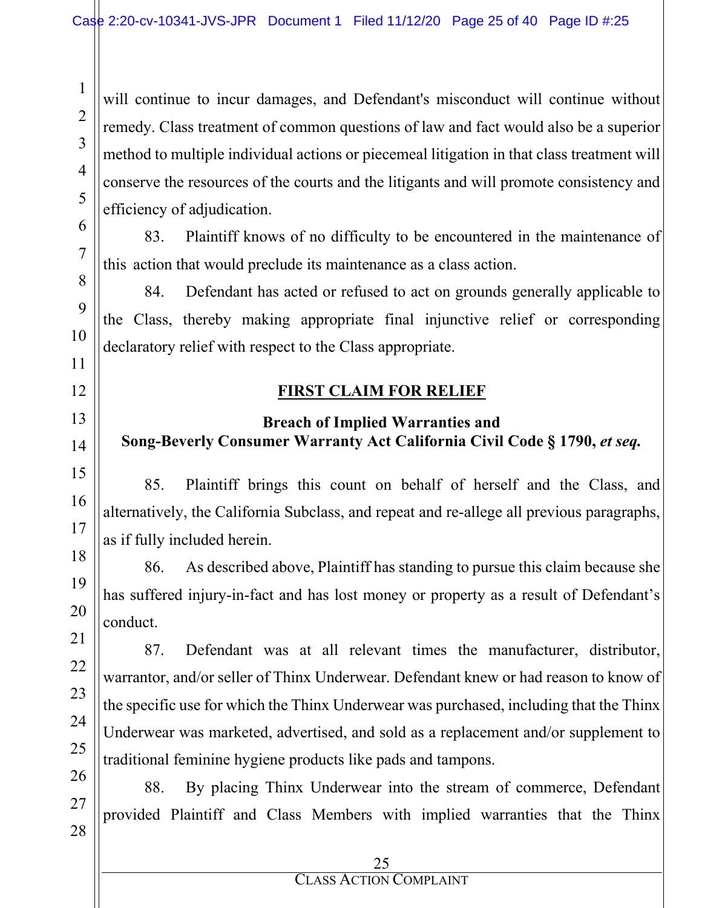will continue to incur damages, and Defendant's misconduct will continue without remedy. Class treatment of common questions of law and fact would also be a superior method to multiple individual actions or piecemeal litigation in that class treatment will conserve the resources of the courts and the litigants and will promote consistency and efficiency of adjudication.

83. Plaintiff knows of no difficulty to be encountered in the maintenance of this action that would preclude its maintenance as a class action.

84. Defendant has acted or refused to act on grounds generally applicable to the Class, thereby making appropriate final injunctive relief or corresponding declaratory relief with respect to the Class appropriate.

## FIRST CLAIM FOR RELIEF

### Breach of Implied Warranties and Song-Beverly Consumer Warranty Act California Civil Code § 1790, *et seq.*

85. Plaintiff brings this count on behalf of herself and the Class, and alternatively, the California Subclass, and repeat and re-allege all previous paragraphs, as if fully included herein.

86. As described above, Plaintiff has standing to pursue this claim because she has suffered injury-in-fact and has lost money or property as a result of Defendant's conduct.

87. Defendant was at all relevant times the manufacturer, distributor, warrantor, and/or seller of Thinx Underwear. Defendant knew or had reason to know of the specific use for which the Thinx Underwear was purchased, including that the Thinx Underwear was marketed, advertised, and sold as a replacement and/or supplement to traditional feminine hygiene products like pads and tampons.

88. By placing Thinx Underwear into the stream of commerce, Defendant provided Plaintiff and Class Members with implied warranties that the Thinx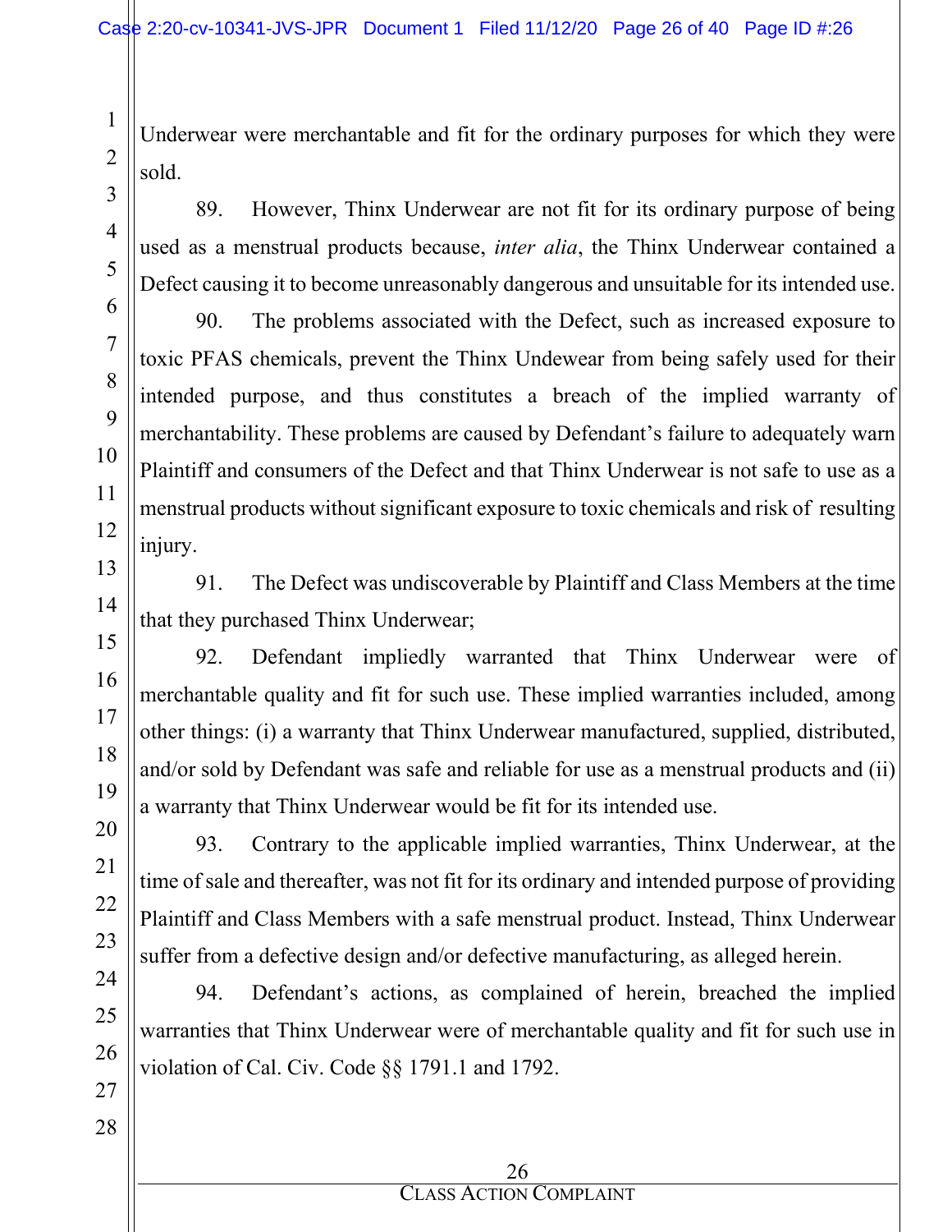Underwear were merchantable and fit for the ordinary purposes for which they were sold.

89. However, Thinx Underwear are not fit for its ordinary purpose of being used as a menstrual products because, *inter alia*, the Thinx Underwear contained a Defect causing it to become unreasonably dangerous and unsuitable for its intended use.

90. The problems associated with the Defect, such as increased exposure to toxic PFAS chemicals, prevent the Thinx Undewear from being safely used for their intended purpose, and thus constitutes a breach of the implied warranty of merchantability. These problems are caused by Defendant's failure to adequately warn Plaintiff and consumers of the Defect and that Thinx Underwear is not safe to use as a menstrual products without significant exposure to toxic chemicals and risk of resulting injury.

91. The Defect was undiscoverable by Plaintiff and Class Members at the time that they purchased Thinx Underwear;

92. Defendant impliedly warranted that Thinx Underwear were of merchantable quality and fit for such use. These implied warranties included, among other things: (i) a warranty that Thinx Underwear manufactured, supplied, distributed, and/or sold by Defendant was safe and reliable for use as a menstrual products and (ii) a warranty that Thinx Underwear would be fit for its intended use.

93. Contrary to the applicable implied warranties, Thinx Underwear, at the time of sale and thereafter, was not fit for its ordinary and intended purpose of providing Plaintiff and Class Members with a safe menstrual product. Instead, Thinx Underwear suffer from a defective design and/or defective manufacturing, as alleged herein.

94. Defendant's actions, as complained of herein, breached the implied warranties that Thinx Underwear were of merchantable quality and fit for such use in violation of Cal. Civ. Code §§ 1791.1 and 1792.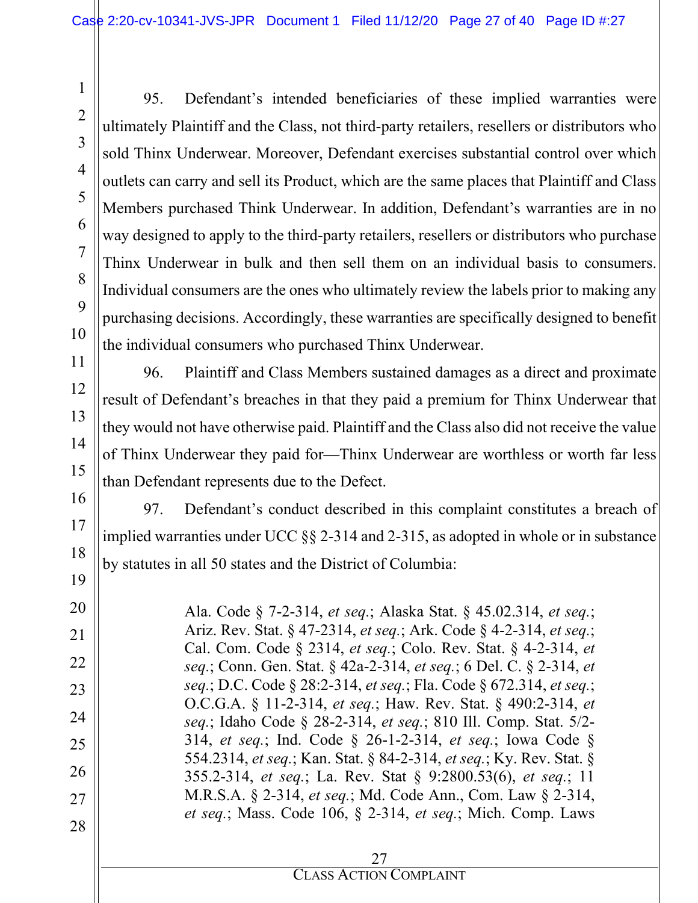95. Defendant's intended beneficiaries of these implied warranties were ultimately Plaintiff and the Class, not third-party retailers, resellers or distributors who sold Thinx Underwear. Moreover, Defendant exercises substantial control over which outlets can carry and sell its Product, which are the same places that Plaintiff and Class Members purchased Think Underwear. In addition, Defendant's warranties are in no way designed to apply to the third-party retailers, resellers or distributors who purchase Thinx Underwear in bulk and then sell them on an individual basis to consumers. Individual consumers are the ones who ultimately review the labels prior to making any purchasing decisions. Accordingly, these warranties are specifically designed to benefit the individual consumers who purchased Thinx Underwear.

96. Plaintiff and Class Members sustained damages as a direct and proximate result of Defendant's breaches in that they paid a premium for Thinx Underwear that they would not have otherwise paid. Plaintiff and the Class also did not receive the value of Thinx Underwear they paid for—Thinx Underwear are worthless or worth far less than Defendant represents due to the Defect.

97. Defendant's conduct described in this complaint constitutes a breach of implied warranties under UCC §§ 2-314 and 2-315, as adopted in whole or in substance by statutes in all 50 states and the District of Columbia:

> Ala. Code § 7-2-314, *et seq.*; Alaska Stat. § 45.02.314, *et seq.*; Ariz. Rev. Stat. § 47-2314, *et seq.*; Ark. Code § 4-2-314, *et seq.*; Cal. Com. Code § 2314, *et seq.*; Colo. Rev. Stat. § 4-2-314, *et seq.*; Conn. Gen. Stat. § 42a-2-314, *et seq.*; 6 Del. C. § 2-314, *et seq.*; D.C. Code § 28:2-314, *et seq.*; Fla. Code § 672.314, *et seq.*; O.C.G.A. § 11-2-314, *et seq.*; Haw. Rev. Stat. § 490:2-314, *et seq.*; Idaho Code § 28-2-314, *et seq.*; 810 Ill. Comp. Stat. 5/2-314, *et seq.*; Ind. Code § 26-1-2-314, *et seq.*; Iowa Code § 554.2314, *et seq.*; Kan. Stat. § 84-2-314, *et seq.*; Ky. Rev. Stat. § 355.2-314, *et seq.*; La. Rev. Stat § 9:2800.53(6), *et seq.*; 11 M.R.S.A. § 2-314, *et seq.*; Md. Code Ann., Com. Law § 2-314, *et seq.*; Mass. Code 106, § 2-314, *et seq.*; Mich. Comp. Laws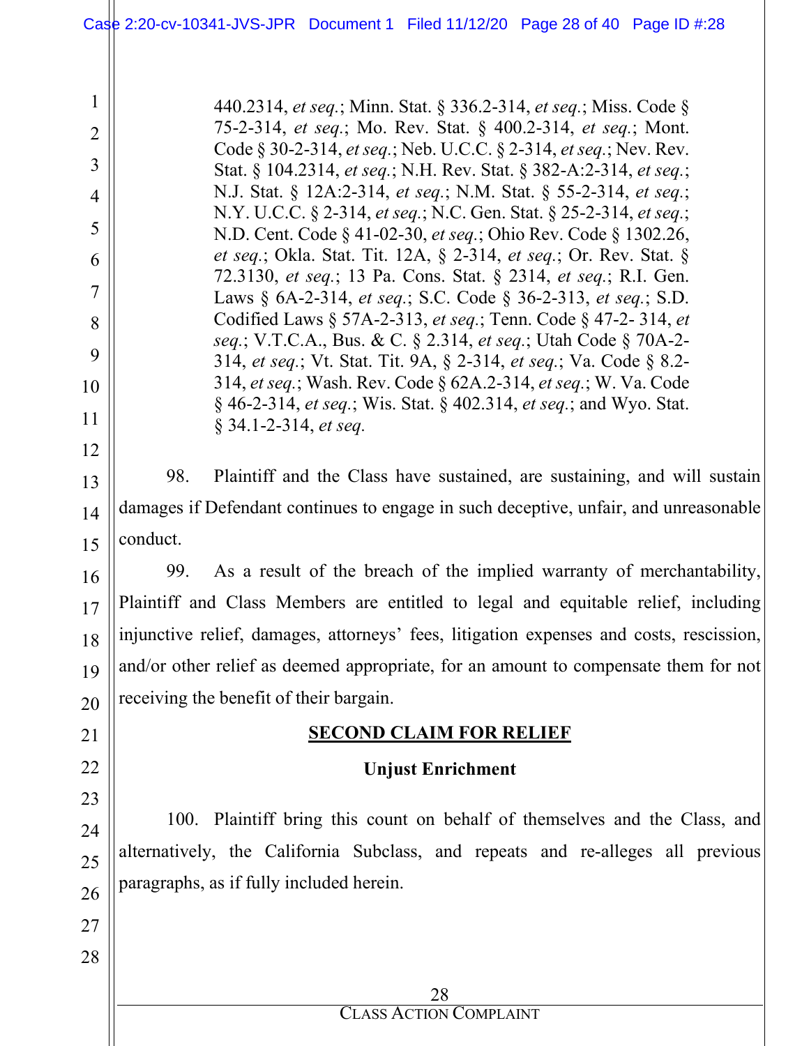440.2314, *et seq.*; Minn. Stat. § 336.2-314, *et seq.*; Miss. Code § 75-2-314, *et seq.*; Mo. Rev. Stat. § 400.2-314, *et seq.*; Mont. Code § 30-2-314, *et seq.*; Neb. U.C.C. § 2-314, *et seq.*; Nev. Rev. Stat. § 104.2314, *et seq.*; N.H. Rev. Stat. § 382-A:2-314, *et seq.*; N.J. Stat. § 12A:2-314, *et seq.*; N.M. Stat. § 55-2-314, *et seq.*; N.Y. U.C.C. § 2-314, *et seq.*; N.C. Gen. Stat. § 25-2-314, *et seq.*; N.D. Cent. Code § 41-02-30, *et seq.*; Ohio Rev. Code § 1302.26, *et seq.*; Okla. Stat. Tit. 12A, § 2-314, *et seq.*; Or. Rev. Stat. § 72.3130, *et seq.*; 13 Pa. Cons. Stat. § 2314, *et seq.*; R.I. Gen. Laws § 6A-2-314, *et seq.*; S.C. Code § 36-2-313, *et seq.*; S.D. Codified Laws § 57A-2-313, *et seq.*; Tenn. Code § 47-2- 314, *et seq.*; V.T.C.A., Bus. & C. § 2.314, *et seq.*; Utah Code § 70A-2-314, *et seq.*; Vt. Stat. Tit. 9A, § 2-314, *et seq.*; Va. Code § 8.2-314, *et seq.*; Wash. Rev. Code § 62A.2-314, *et seq.*; W. Va. Code § 46-2-314, *et seq.*; Wis. Stat. § 402.314, *et seq.*; and Wyo. Stat. § 34.1-2-314, *et seq.*

98. Plaintiff and the Class have sustained, are sustaining, and will sustain damages if Defendant continues to engage in such deceptive, unfair, and unreasonable conduct.

99. As a result of the breach of the implied warranty of merchantability, Plaintiff and Class Members are entitled to legal and equitable relief, including injunctive relief, damages, attorneys' fees, litigation expenses and costs, rescission, and/or other relief as deemed appropriate, for an amount to compensate them for not receiving the benefit of their bargain.

## SECOND CLAIM FOR RELIEF

### Unjust Enrichment

100. Plaintiff bring this count on behalf of themselves and the Class, and alternatively, the California Subclass, and repeats and re-alleges all previous paragraphs, as if fully included herein.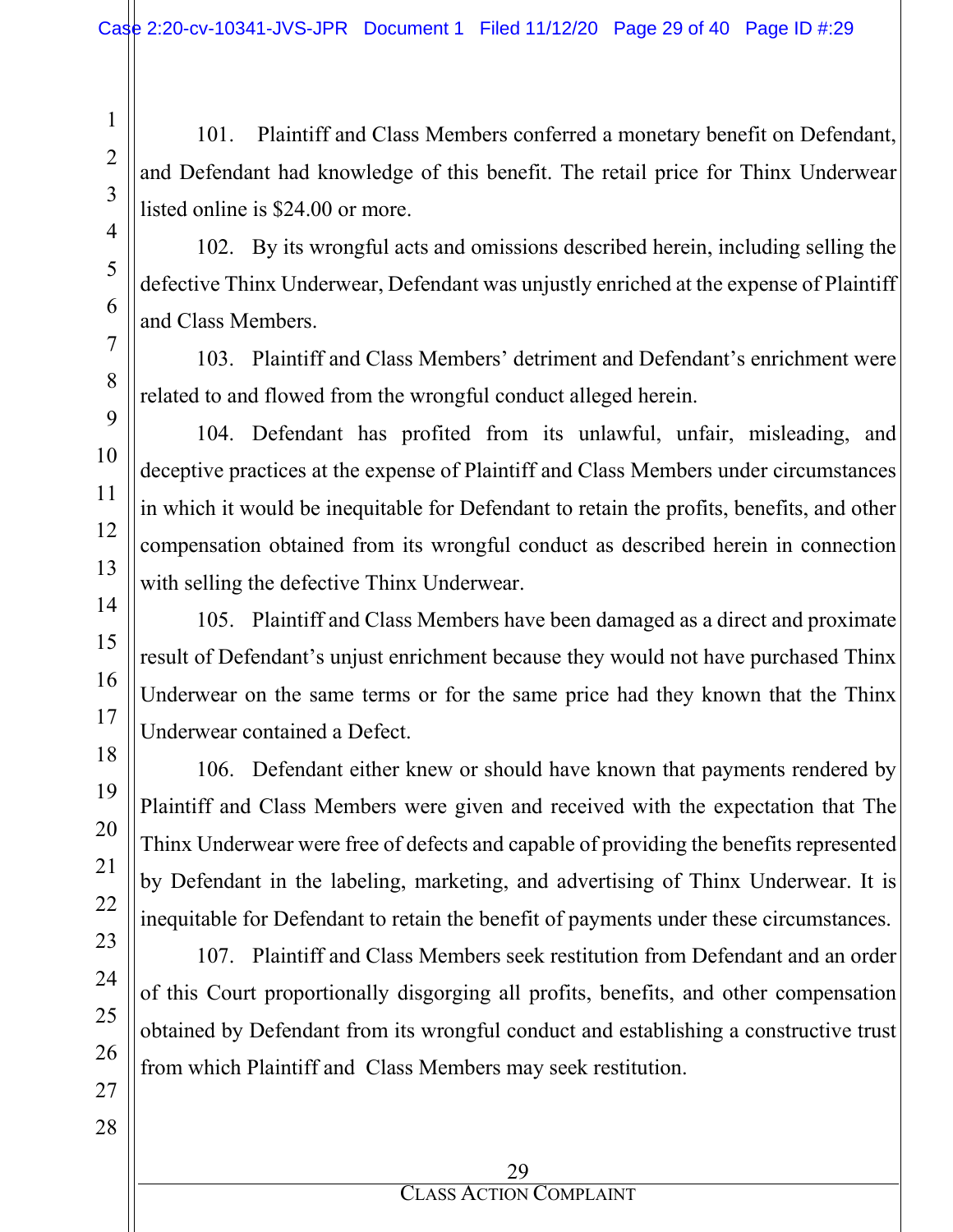101. Plaintiff and Class Members conferred a monetary benefit on Defendant, and Defendant had knowledge of this benefit. The retail price for Thinx Underwear listed online is $24.00 or more.

102. By its wrongful acts and omissions described herein, including selling the defective Thinx Underwear, Defendant was unjustly enriched at the expense of Plaintiff and Class Members.

103. Plaintiff and Class Members' detriment and Defendant's enrichment were related to and flowed from the wrongful conduct alleged herein.

104. Defendant has profited from its unlawful, unfair, misleading, and deceptive practices at the expense of Plaintiff and Class Members under circumstances in which it would be inequitable for Defendant to retain the profits, benefits, and other compensation obtained from its wrongful conduct as described herein in connection with selling the defective Thinx Underwear.

105. Plaintiff and Class Members have been damaged as a direct and proximate result of Defendant's unjust enrichment because they would not have purchased Thinx Underwear on the same terms or for the same price had they known that the Thinx Underwear contained a Defect.

106. Defendant either knew or should have known that payments rendered by Plaintiff and Class Members were given and received with the expectation that The Thinx Underwear were free of defects and capable of providing the benefits represented by Defendant in the labeling, marketing, and advertising of Thinx Underwear. It is inequitable for Defendant to retain the benefit of payments under these circumstances.

107. Plaintiff and Class Members seek restitution from Defendant and an order of this Court proportionally disgorging all profits, benefits, and other compensation obtained by Defendant from its wrongful conduct and establishing a constructive trust from which Plaintiff and Class Members may seek restitution.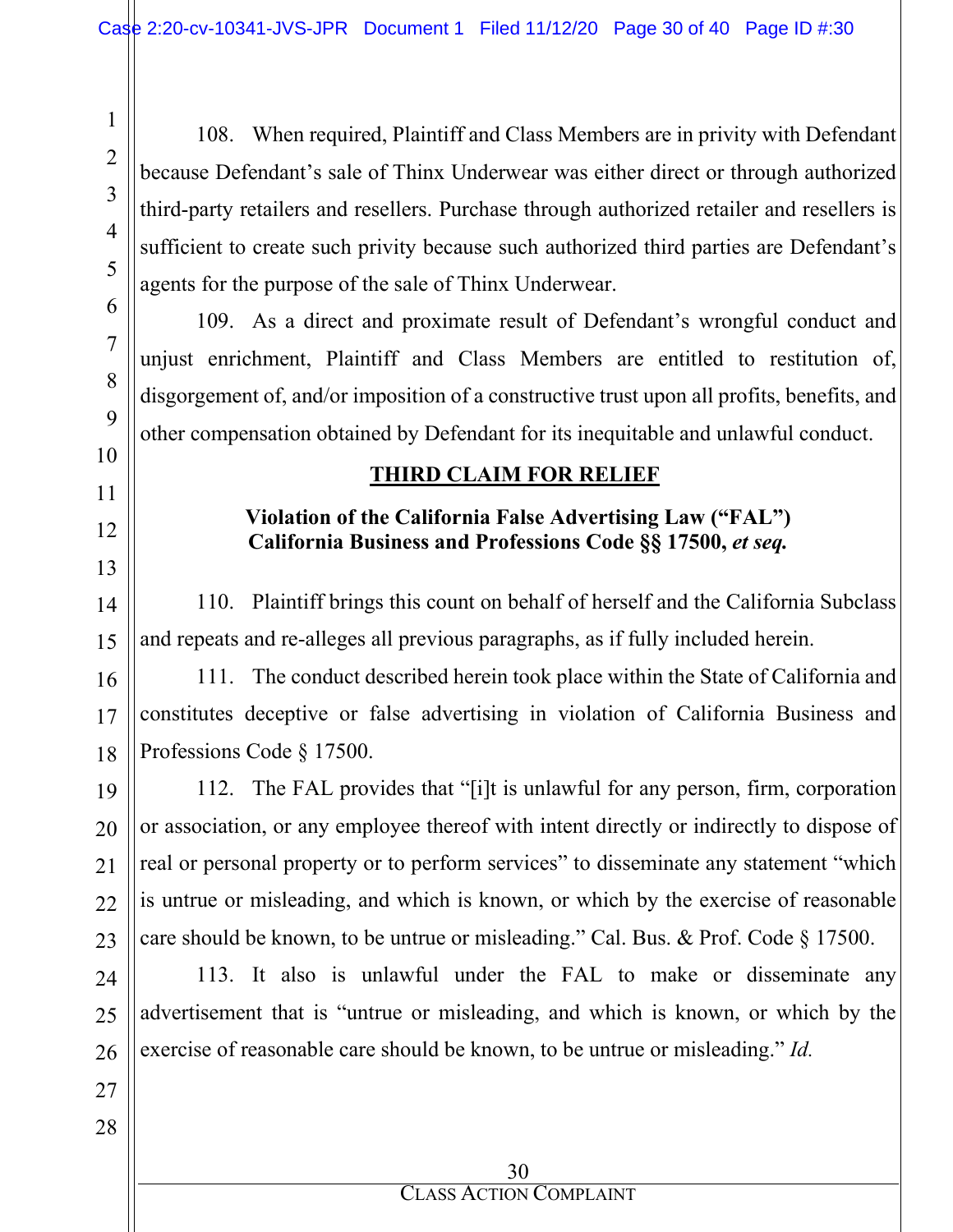108. When required, Plaintiff and Class Members are in privity with Defendant because Defendant's sale of Thinx Underwear was either direct or through authorized third-party retailers and resellers. Purchase through authorized retailer and resellers is sufficient to create such privity because such authorized third parties are Defendant's agents for the purpose of the sale of Thinx Underwear.

109. As a direct and proximate result of Defendant's wrongful conduct and unjust enrichment, Plaintiff and Class Members are entitled to restitution of, disgorgement of, and/or imposition of a constructive trust upon all profits, benefits, and other compensation obtained by Defendant for its inequitable and unlawful conduct.

## THIRD CLAIM FOR RELIEF

### Violation of the California False Advertising Law ("FAL") California Business and Professions Code §§ 17500, *et seq.*

110. Plaintiff brings this count on behalf of herself and the California Subclass and repeats and re-alleges all previous paragraphs, as if fully included herein.

111. The conduct described herein took place within the State of California and constitutes deceptive or false advertising in violation of California Business and Professions Code § 17500.

112. The FAL provides that "[i]t is unlawful for any person, firm, corporation or association, or any employee thereof with intent directly or indirectly to dispose of real or personal property or to perform services" to disseminate any statement "which is untrue or misleading, and which is known, or which by the exercise of reasonable care should be known, to be untrue or misleading." Cal. Bus. & Prof. Code § 17500.

113. It also is unlawful under the FAL to make or disseminate any advertisement that is "untrue or misleading, and which is known, or which by the exercise of reasonable care should be known, to be untrue or misleading." *Id.*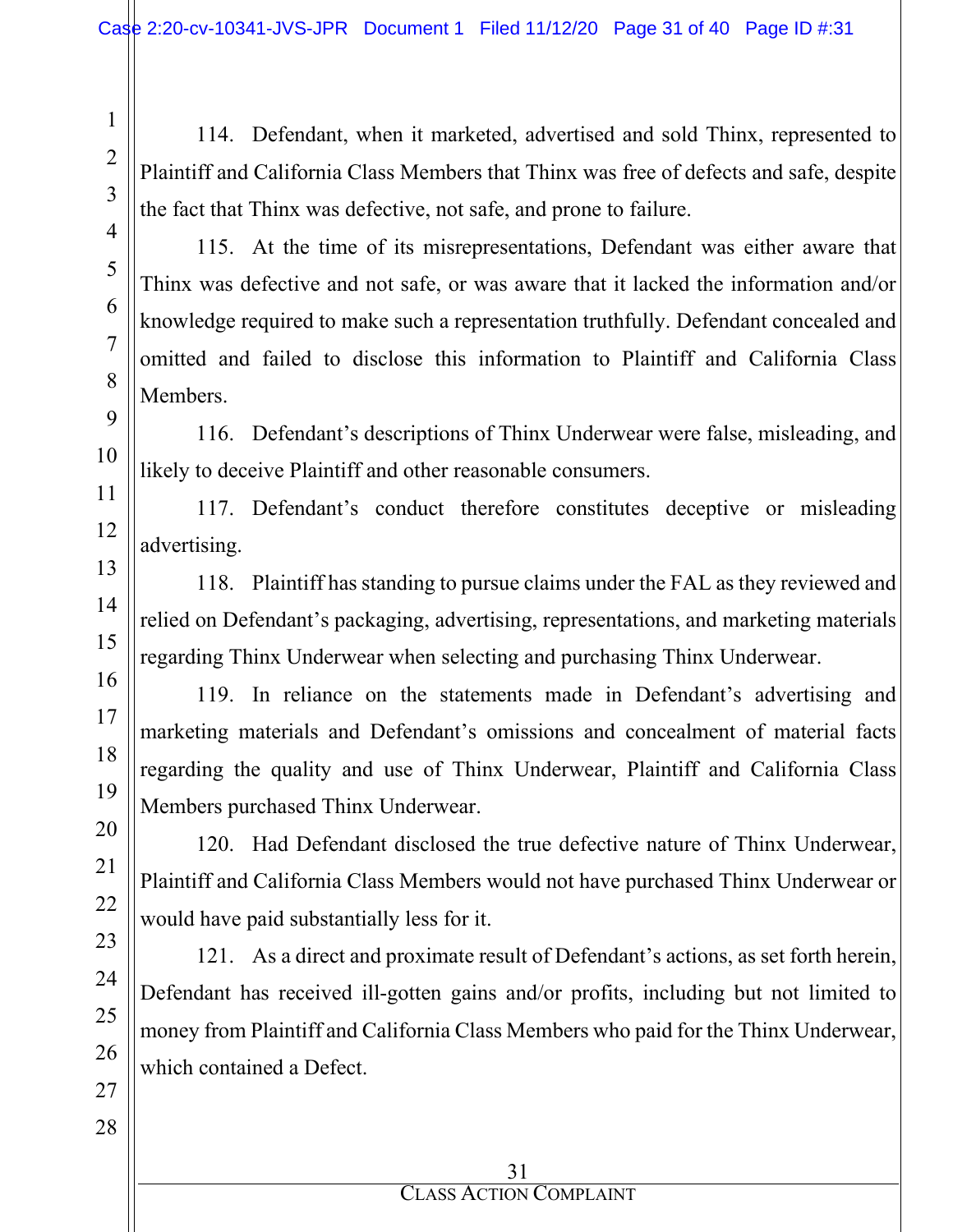114. Defendant, when it marketed, advertised and sold Thinx, represented to Plaintiff and California Class Members that Thinx was free of defects and safe, despite the fact that Thinx was defective, not safe, and prone to failure.

115. At the time of its misrepresentations, Defendant was either aware that Thinx was defective and not safe, or was aware that it lacked the information and/or knowledge required to make such a representation truthfully. Defendant concealed and omitted and failed to disclose this information to Plaintiff and California Class Members.

116. Defendant's descriptions of Thinx Underwear were false, misleading, and likely to deceive Plaintiff and other reasonable consumers.

117. Defendant's conduct therefore constitutes deceptive or misleading advertising.

118. Plaintiff has standing to pursue claims under the FAL as they reviewed and relied on Defendant's packaging, advertising, representations, and marketing materials regarding Thinx Underwear when selecting and purchasing Thinx Underwear.

119. In reliance on the statements made in Defendant's advertising and marketing materials and Defendant's omissions and concealment of material facts regarding the quality and use of Thinx Underwear, Plaintiff and California Class Members purchased Thinx Underwear.

120. Had Defendant disclosed the true defective nature of Thinx Underwear, Plaintiff and California Class Members would not have purchased Thinx Underwear or would have paid substantially less for it.

121. As a direct and proximate result of Defendant's actions, as set forth herein, Defendant has received ill-gotten gains and/or profits, including but not limited to money from Plaintiff and California Class Members who paid for the Thinx Underwear, which contained a Defect.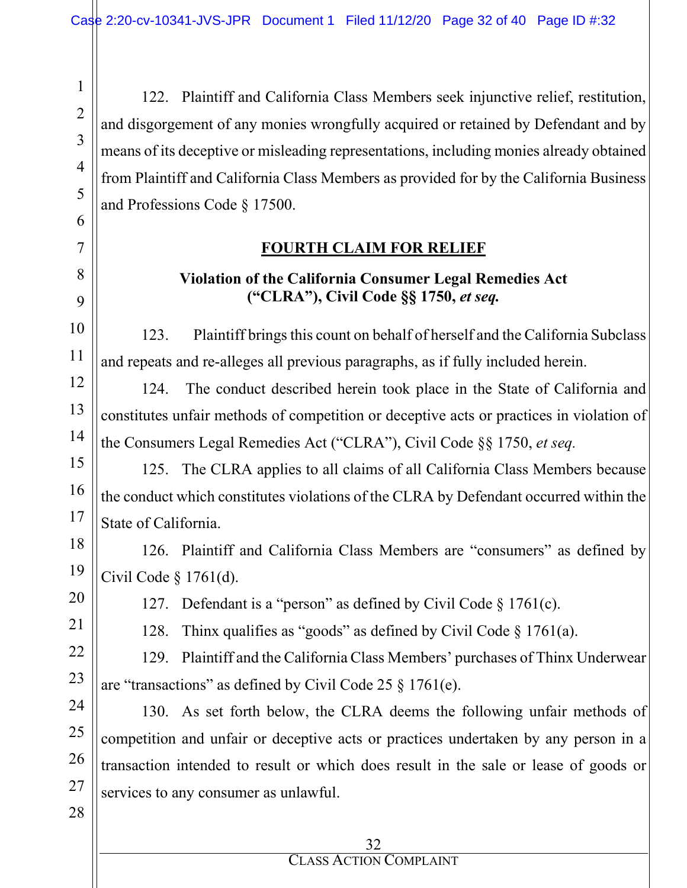122. Plaintiff and California Class Members seek injunctive relief, restitution, and disgorgement of any monies wrongfully acquired or retained by Defendant and by means of its deceptive or misleading representations, including monies already obtained from Plaintiff and California Class Members as provided for by the California Business and Professions Code § 17500.

## FOURTH CLAIM FOR RELIEF

### Violation of the California Consumer Legal Remedies Act ("CLRA"), Civil Code §§ 1750, *et seq.*

123. Plaintiff brings this count on behalf of herself and the California Subclass and repeats and re-alleges all previous paragraphs, as if fully included herein.

124. The conduct described herein took place in the State of California and constitutes unfair methods of competition or deceptive acts or practices in violation of the Consumers Legal Remedies Act ("CLRA"), Civil Code §§ 1750, *et seq.*

125. The CLRA applies to all claims of all California Class Members because the conduct which constitutes violations of the CLRA by Defendant occurred within the State of California.

126. Plaintiff and California Class Members are "consumers" as defined by Civil Code § 1761(d).

127. Defendant is a "person" as defined by Civil Code § 1761(c).

128. Thinx qualifies as "goods" as defined by Civil Code § 1761(a).

129. Plaintiff and the California Class Members' purchases of Thinx Underwear are "transactions" as defined by Civil Code 25 § 1761(e).

130. As set forth below, the CLRA deems the following unfair methods of competition and unfair or deceptive acts or practices undertaken by any person in a transaction intended to result or which does result in the sale or lease of goods or services to any consumer as unlawful.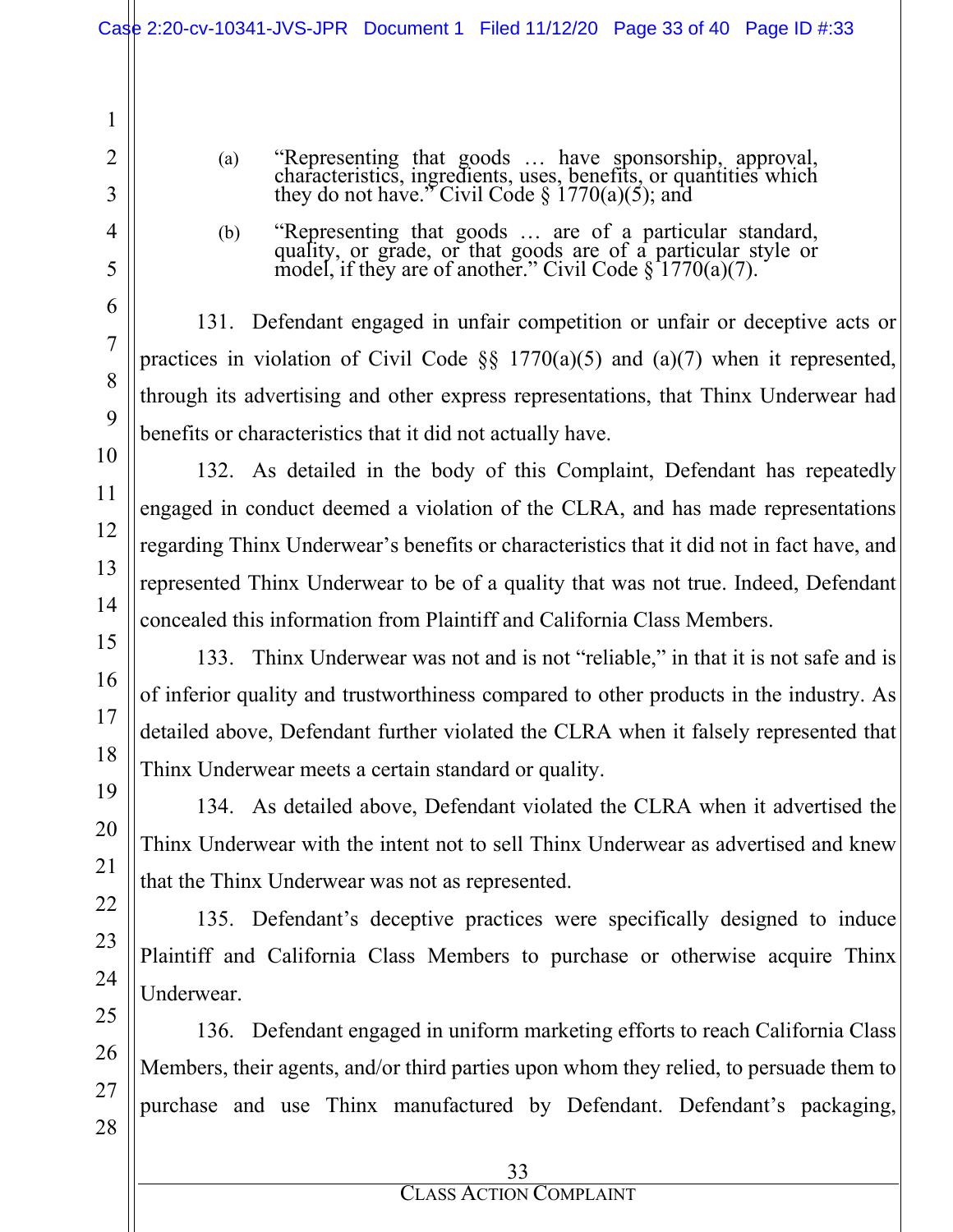(a) "Representing that goods … have sponsorship, approval, characteristics, ingredients, uses, benefits, or quantities which they do not have." Civil Code § 1770(a)(5); and

(b) "Representing that goods … are of a particular standard, quality, or grade, or that goods are of a particular style or model, if they are of another." Civil Code § 1770(a)(7).

131. Defendant engaged in unfair competition or unfair or deceptive acts or practices in violation of Civil Code §§ 1770(a)(5) and (a)(7) when it represented, through its advertising and other express representations, that Thinx Underwear had benefits or characteristics that it did not actually have.

132. As detailed in the body of this Complaint, Defendant has repeatedly engaged in conduct deemed a violation of the CLRA, and has made representations regarding Thinx Underwear's benefits or characteristics that it did not in fact have, and represented Thinx Underwear to be of a quality that was not true. Indeed, Defendant concealed this information from Plaintiff and California Class Members.

133. Thinx Underwear was not and is not "reliable," in that it is not safe and is of inferior quality and trustworthiness compared to other products in the industry. As detailed above, Defendant further violated the CLRA when it falsely represented that Thinx Underwear meets a certain standard or quality.

134. As detailed above, Defendant violated the CLRA when it advertised the Thinx Underwear with the intent not to sell Thinx Underwear as advertised and knew that the Thinx Underwear was not as represented.

135. Defendant's deceptive practices were specifically designed to induce Plaintiff and California Class Members to purchase or otherwise acquire Thinx Underwear.

136. Defendant engaged in uniform marketing efforts to reach California Class Members, their agents, and/or third parties upon whom they relied, to persuade them to purchase and use Thinx manufactured by Defendant. Defendant's packaging,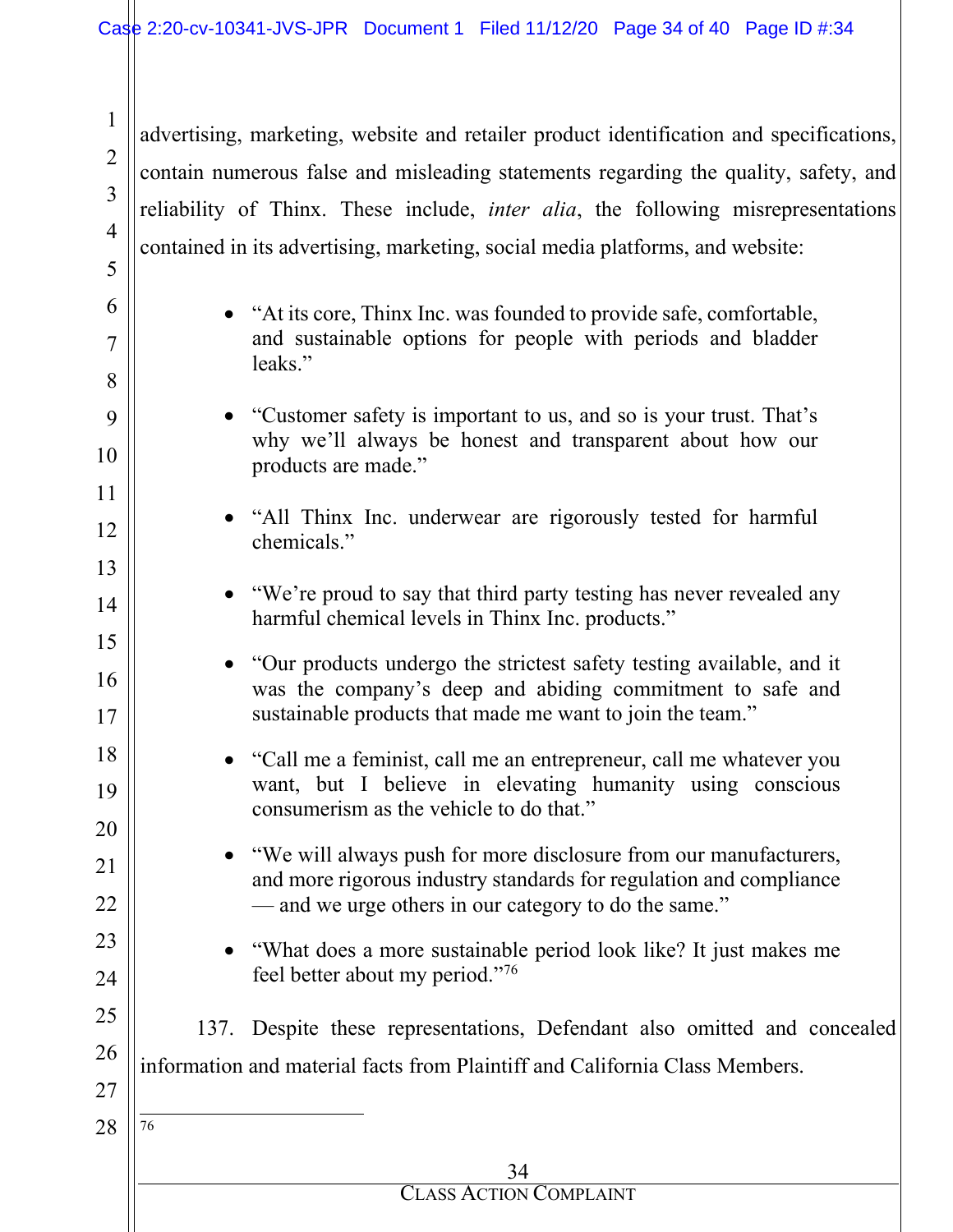advertising, marketing, website and retailer product identification and specifications, contain numerous false and misleading statements regarding the quality, safety, and reliability of Thinx. These include, *inter alia*, the following misrepresentations contained in its advertising, marketing, social media platforms, and website:

- "At its core, Thinx Inc. was founded to provide safe, comfortable, and sustainable options for people with periods and bladder leaks."
- "Customer safety is important to us, and so is your trust. That's why we'll always be honest and transparent about how our products are made."
- "All Thinx Inc. underwear are rigorously tested for harmful chemicals."
- "We're proud to say that third party testing has never revealed any harmful chemical levels in Thinx Inc. products."
- "Our products undergo the strictest safety testing available, and it was the company's deep and abiding commitment to safe and sustainable products that made me want to join the team."
- "Call me a feminist, call me an entrepreneur, call me whatever you want, but I believe in elevating humanity using conscious consumerism as the vehicle to do that."
- "We will always push for more disclosure from our manufacturers, and more rigorous industry standards for regulation and compliance — and we urge others in our category to do the same."
- "What does a more sustainable period look like? It just makes me feel better about my period."[76]

137. Despite these representations, Defendant also omitted and concealed information and material facts from Plaintiff and California Class Members.

---

[76]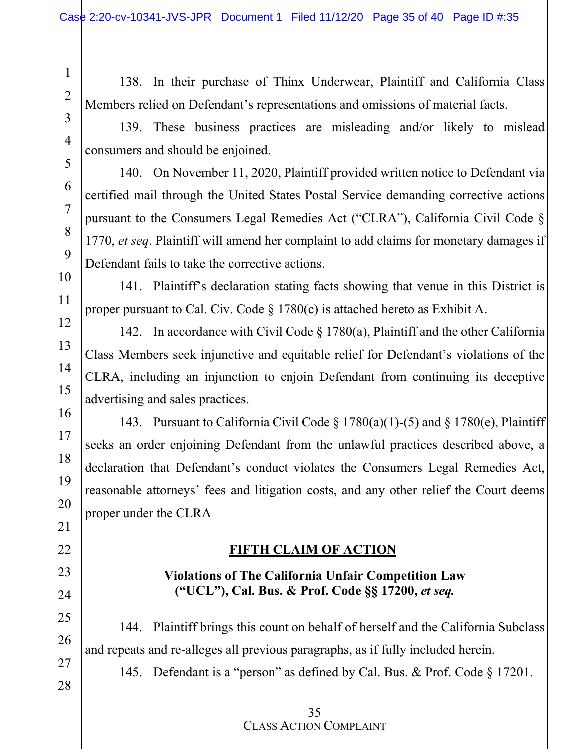138. In their purchase of Thinx Underwear, Plaintiff and California Class Members relied on Defendant's representations and omissions of material facts.

139. These business practices are misleading and/or likely to mislead consumers and should be enjoined.

140. On November 11, 2020, Plaintiff provided written notice to Defendant via certified mail through the United States Postal Service demanding corrective actions pursuant to the Consumers Legal Remedies Act ("CLRA"), California Civil Code § 1770, *et seq*. Plaintiff will amend her complaint to add claims for monetary damages if Defendant fails to take the corrective actions.

141. Plaintiff's declaration stating facts showing that venue in this District is proper pursuant to Cal. Civ. Code § 1780(c) is attached hereto as Exhibit A.

142. In accordance with Civil Code § 1780(a), Plaintiff and the other California Class Members seek injunctive and equitable relief for Defendant's violations of the CLRA, including an injunction to enjoin Defendant from continuing its deceptive advertising and sales practices.

143. Pursuant to California Civil Code § 1780(a)(1)-(5) and § 1780(e), Plaintiff seeks an order enjoining Defendant from the unlawful practices described above, a declaration that Defendant's conduct violates the Consumers Legal Remedies Act, reasonable attorneys' fees and litigation costs, and any other relief the Court deems proper under the CLRA

## FIFTH CLAIM OF ACTION

### Violations of The California Unfair Competition Law ("UCL"), Cal. Bus. & Prof. Code §§ 17200, *et seq.*

144. Plaintiff brings this count on behalf of herself and the California Subclass and repeats and re-alleges all previous paragraphs, as if fully included herein.

145. Defendant is a "person" as defined by Cal. Bus. & Prof. Code § 17201.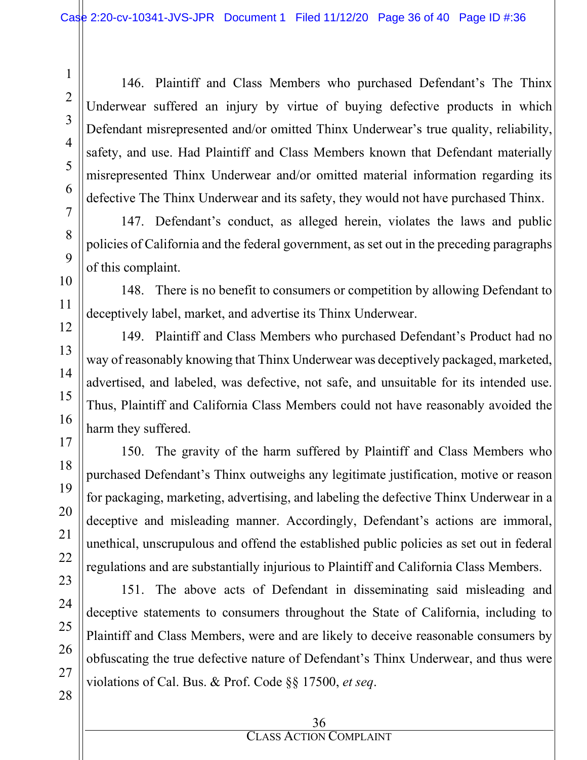146. Plaintiff and Class Members who purchased Defendant's The Thinx Underwear suffered an injury by virtue of buying defective products in which Defendant misrepresented and/or omitted Thinx Underwear's true quality, reliability, safety, and use. Had Plaintiff and Class Members known that Defendant materially misrepresented Thinx Underwear and/or omitted material information regarding its defective The Thinx Underwear and its safety, they would not have purchased Thinx.

147. Defendant's conduct, as alleged herein, violates the laws and public policies of California and the federal government, as set out in the preceding paragraphs of this complaint.

148. There is no benefit to consumers or competition by allowing Defendant to deceptively label, market, and advertise its Thinx Underwear.

149. Plaintiff and Class Members who purchased Defendant's Product had no way of reasonably knowing that Thinx Underwear was deceptively packaged, marketed, advertised, and labeled, was defective, not safe, and unsuitable for its intended use. Thus, Plaintiff and California Class Members could not have reasonably avoided the harm they suffered.

150. The gravity of the harm suffered by Plaintiff and Class Members who purchased Defendant's Thinx outweighs any legitimate justification, motive or reason for packaging, marketing, advertising, and labeling the defective Thinx Underwear in a deceptive and misleading manner. Accordingly, Defendant's actions are immoral, unethical, unscrupulous and offend the established public policies as set out in federal regulations and are substantially injurious to Plaintiff and California Class Members.

151. The above acts of Defendant in disseminating said misleading and deceptive statements to consumers throughout the State of California, including to Plaintiff and Class Members, were and are likely to deceive reasonable consumers by obfuscating the true defective nature of Defendant's Thinx Underwear, and thus were violations of Cal. Bus. & Prof. Code §§ 17500, *et seq*.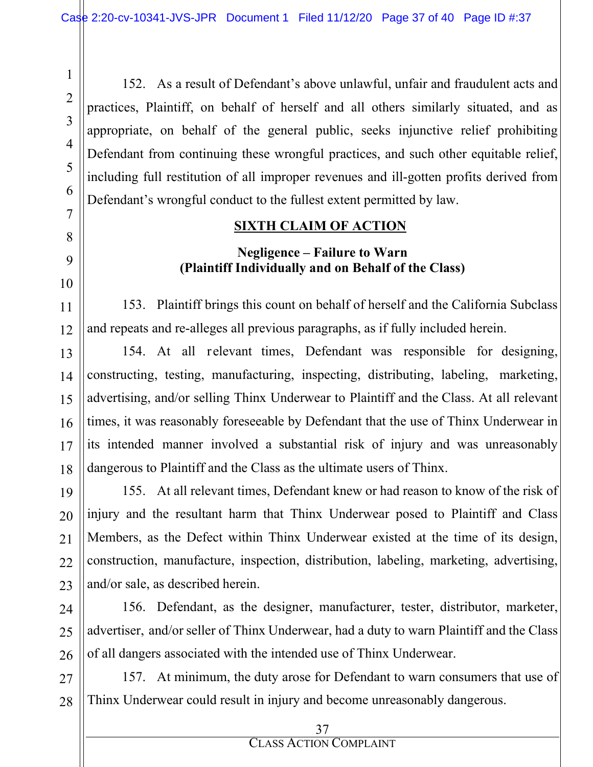152. As a result of Defendant's above unlawful, unfair and fraudulent acts and practices, Plaintiff, on behalf of herself and all others similarly situated, and as appropriate, on behalf of the general public, seeks injunctive relief prohibiting Defendant from continuing these wrongful practices, and such other equitable relief, including full restitution of all improper revenues and ill-gotten profits derived from Defendant's wrongful conduct to the fullest extent permitted by law.

## SIXTH CLAIM OF ACTION

### Negligence – Failure to Warn
### (Plaintiff Individually and on Behalf of the Class)

153. Plaintiff brings this count on behalf of herself and the California Subclass and repeats and re-alleges all previous paragraphs, as if fully included herein.

154. At all relevant times, Defendant was responsible for designing, constructing, testing, manufacturing, inspecting, distributing, labeling, marketing, advertising, and/or selling Thinx Underwear to Plaintiff and the Class. At all relevant times, it was reasonably foreseeable by Defendant that the use of Thinx Underwear in its intended manner involved a substantial risk of injury and was unreasonably dangerous to Plaintiff and the Class as the ultimate users of Thinx.

155. At all relevant times, Defendant knew or had reason to know of the risk of injury and the resultant harm that Thinx Underwear posed to Plaintiff and Class Members, as the Defect within Thinx Underwear existed at the time of its design, construction, manufacture, inspection, distribution, labeling, marketing, advertising, and/or sale, as described herein.

156. Defendant, as the designer, manufacturer, tester, distributor, marketer, advertiser, and/or seller of Thinx Underwear, had a duty to warn Plaintiff and the Class of all dangers associated with the intended use of Thinx Underwear.

157. At minimum, the duty arose for Defendant to warn consumers that use of Thinx Underwear could result in injury and become unreasonably dangerous.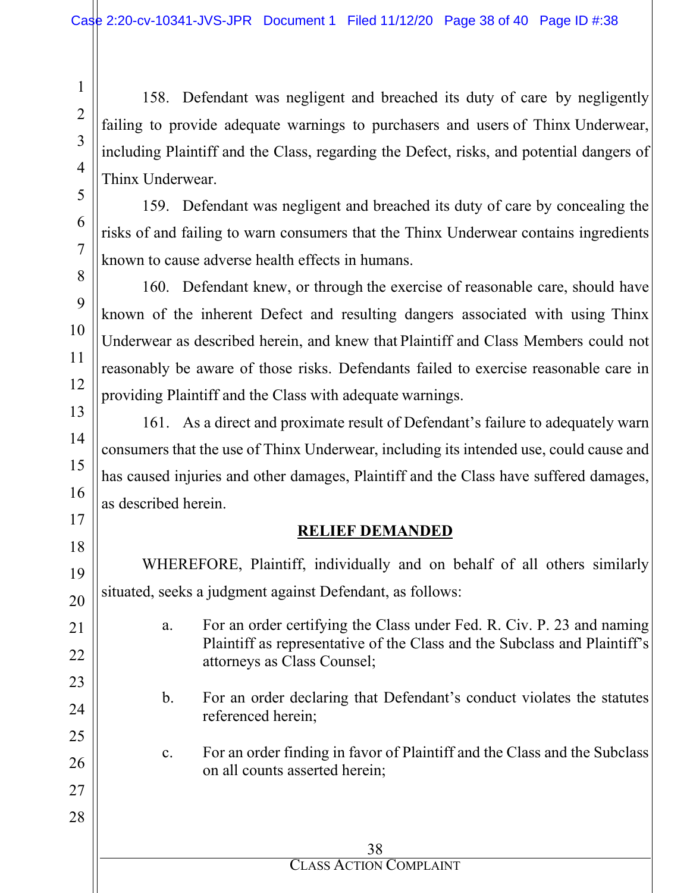158. Defendant was negligent and breached its duty of care by negligently failing to provide adequate warnings to purchasers and users of Thinx Underwear, including Plaintiff and the Class, regarding the Defect, risks, and potential dangers of Thinx Underwear.

159. Defendant was negligent and breached its duty of care by concealing the risks of and failing to warn consumers that the Thinx Underwear contains ingredients known to cause adverse health effects in humans.

160. Defendant knew, or through the exercise of reasonable care, should have known of the inherent Defect and resulting dangers associated with using Thinx Underwear as described herein, and knew that Plaintiff and Class Members could not reasonably be aware of those risks. Defendants failed to exercise reasonable care in providing Plaintiff and the Class with adequate warnings.

161. As a direct and proximate result of Defendant's failure to adequately warn consumers that the use of Thinx Underwear, including its intended use, could cause and has caused injuries and other damages, Plaintiff and the Class have suffered damages, as described herein.

## RELIEF DEMANDED

WHEREFORE, Plaintiff, individually and on behalf of all others similarly situated, seeks a judgment against Defendant, as follows:

a. For an order certifying the Class under Fed. R. Civ. P. 23 and naming Plaintiff as representative of the Class and the Subclass and Plaintiff's attorneys as Class Counsel;

b. For an order declaring that Defendant's conduct violates the statutes referenced herein;

c. For an order finding in favor of Plaintiff and the Class and the Subclass on all counts asserted herein;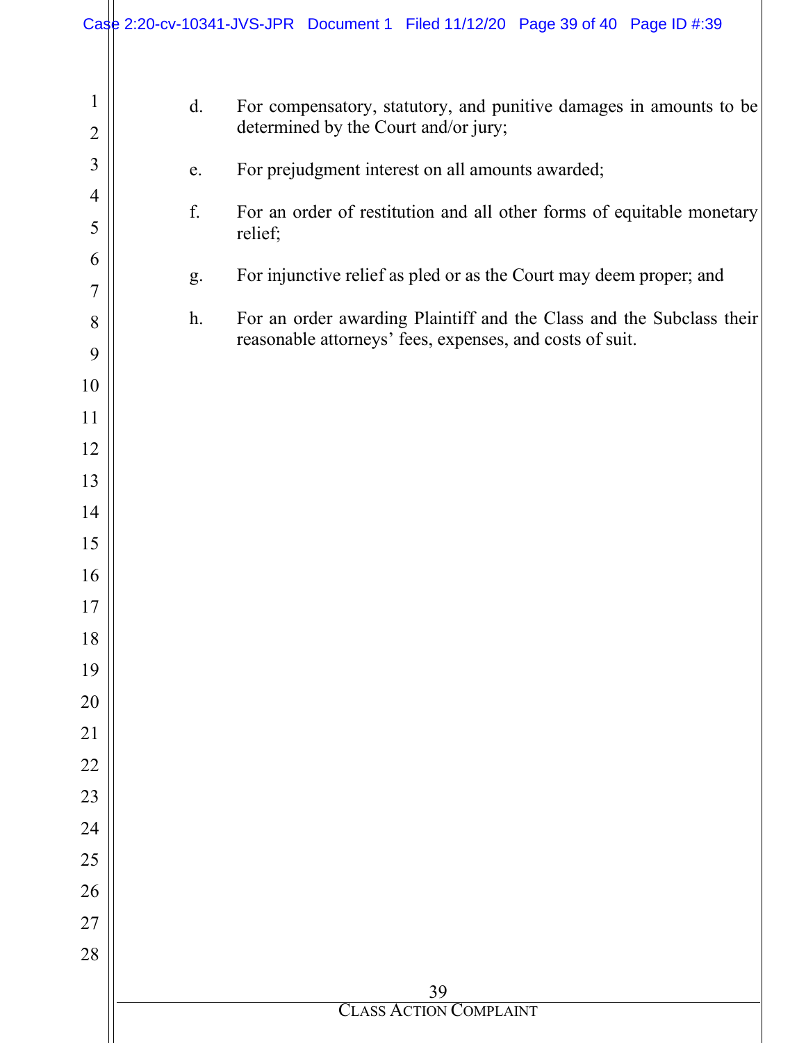d. For compensatory, statutory, and punitive damages in amounts to be determined by the Court and/or jury;

e. For prejudgment interest on all amounts awarded;

f. For an order of restitution and all other forms of equitable monetary relief;

g. For injunctive relief as pled or as the Court may deem proper; and

h. For an order awarding Plaintiff and the Class and the Subclass their reasonable attorneys' fees, expenses, and costs of suit.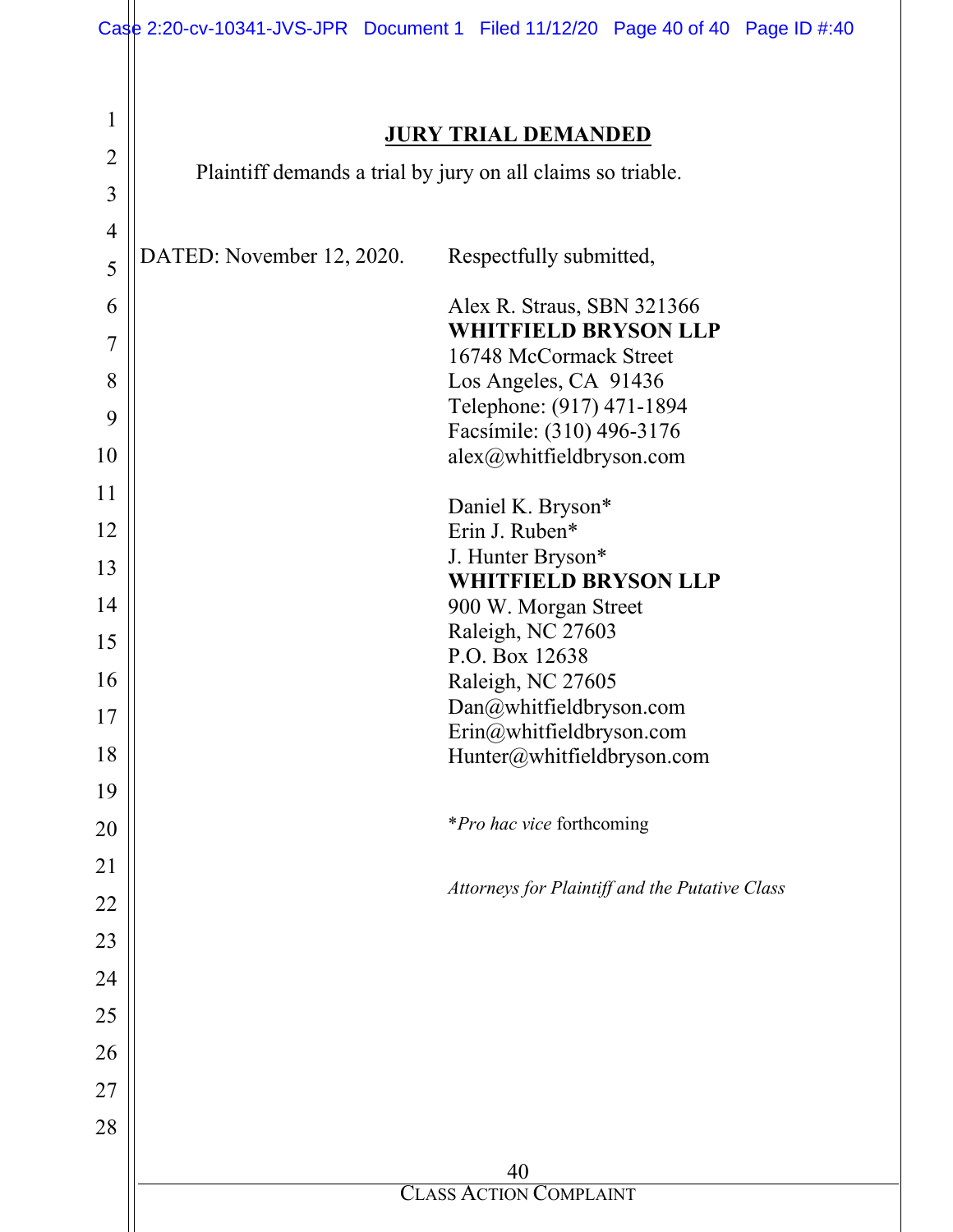**JURY TRIAL DEMANDED**

Plaintiff demands a trial by jury on all claims so triable.

DATED: November 12, 2020.

Respectfully submitted,

Alex R. Straus, SBN 321366
**WHITFIELD BRYSON LLP**
16748 McCormack Street
Los Angeles, CA 91436
Telephone: (917) 471-1894
Facsímile: (310) 496-3176
alex@whitfieldbryson.com

Daniel K. Bryson*
Erin J. Ruben*
J. Hunter Bryson*
**WHITFIELD BRYSON LLP**
900 W. Morgan Street
Raleigh, NC 27603
P.O. Box 12638
Raleigh, NC 27605
Dan@whitfieldbryson.com
Erin@whitfieldbryson.com
Hunter@whitfieldbryson.com

**Pro hac vice* forthcoming

*Attorneys for Plaintiff and the Putative Class*